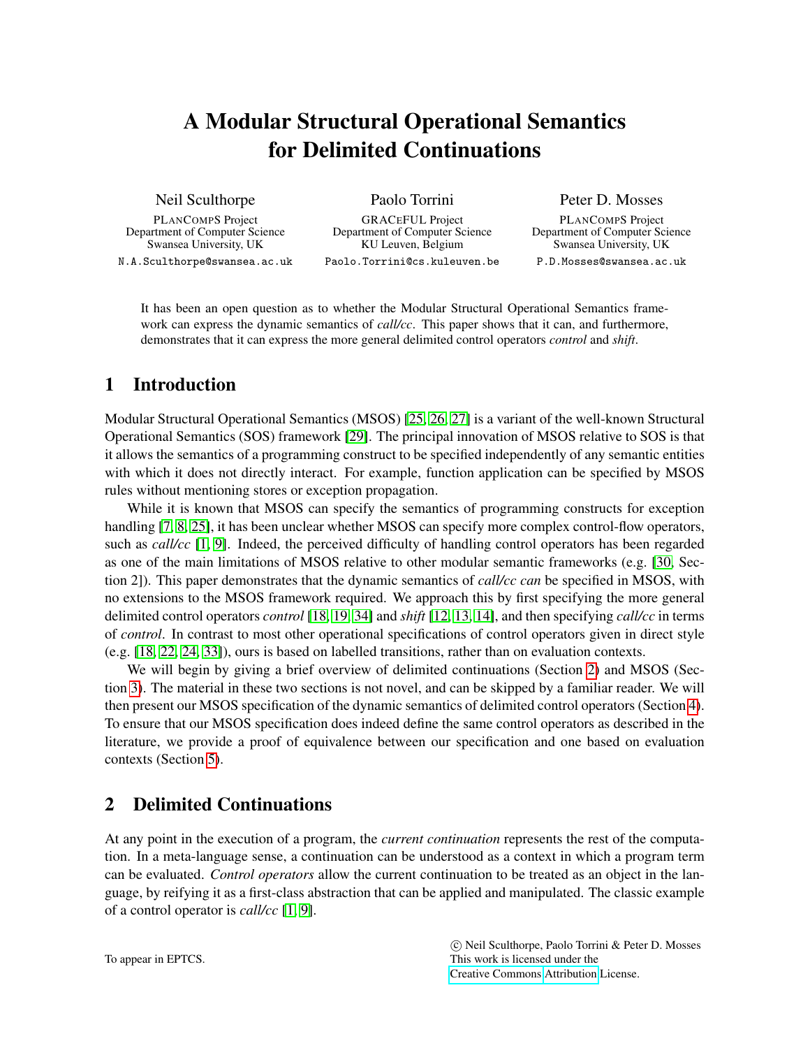# A Modular Structural Operational Semantics for Delimited Continuations

Neil Sculthorpe
PLANCOMPS Project
Department of Computer Science
Swansea University, UK
N.A.Sculthorpe@swansea.ac.uk

Paolo Torrini
GRACEFUL Project
Department of Computer Science
KU Leuven, Belgium
Paolo.Torrini@cs.kuleuven.be

Peter D. Mosses
PLANCOMPS Project
Department of Computer Science
Swansea University, UK
P.D.Mosses@swansea.ac.uk

It has been an open question as to whether the Modular Structural Operational Semantics framework can express the dynamic semantics of *call/cc*. This paper shows that it can, and furthermore, demonstrates that it can express the more general delimited control operators *control* and *shift*.

## 1 Introduction

Modular Structural Operational Semantics (MSOS) [25, 26, 27] is a variant of the well-known Structural Operational Semantics (SOS) framework [29]. The principal innovation of MSOS relative to SOS is that it allows the semantics of a programming construct to be specified independently of any semantic entities with which it does not directly interact. For example, function application can be specified by MSOS rules without mentioning stores or exception propagation.

While it is known that MSOS can specify the semantics of programming constructs for exception handling [7, 8, 25], it has been unclear whether MSOS can specify more complex control-flow operators, such as *call/cc* [1, 9]. Indeed, the perceived difficulty of handling control operators has been regarded as one of the main limitations of MSOS relative to other modular semantic frameworks (e.g. [30, Section 2]). This paper demonstrates that the dynamic semantics of *call/cc can* be specified in MSOS, with no extensions to the MSOS framework required. We approach this by first specifying the more general delimited control operators *control* [18, 19, 34] and *shift* [12, 13, 14], and then specifying *call/cc* in terms of *control*. In contrast to most other operational specifications of control operators given in direct style (e.g. [18, 22, 24, 33]), ours is based on labelled transitions, rather than on evaluation contexts.

We will begin by giving a brief overview of delimited continuations (Section 2) and MSOS (Section 3). The material in these two sections is not novel, and can be skipped by a familiar reader. We will then present our MSOS specification of the dynamic semantics of delimited control operators (Section 4). To ensure that our MSOS specification does indeed define the same control operators as described in the literature, we provide a proof of equivalence between our specification and one based on evaluation contexts (Section 5).

## 2 Delimited Continuations

At any point in the execution of a program, the *current continuation* represents the rest of the computation. In a meta-language sense, a continuation can be understood as a context in which a program term can be evaluated. *Control operators* allow the current continuation to be treated as an object in the language, by reifying it as a first-class abstraction that can be applied and manipulated. The classic example of a control operator is *call/cc* [1, 9].

To appear in EPTCS.

© Neil Sculthorpe, Paolo Torrini & Peter D. Mosses
This work is licensed under the
Creative Commons Attribution License.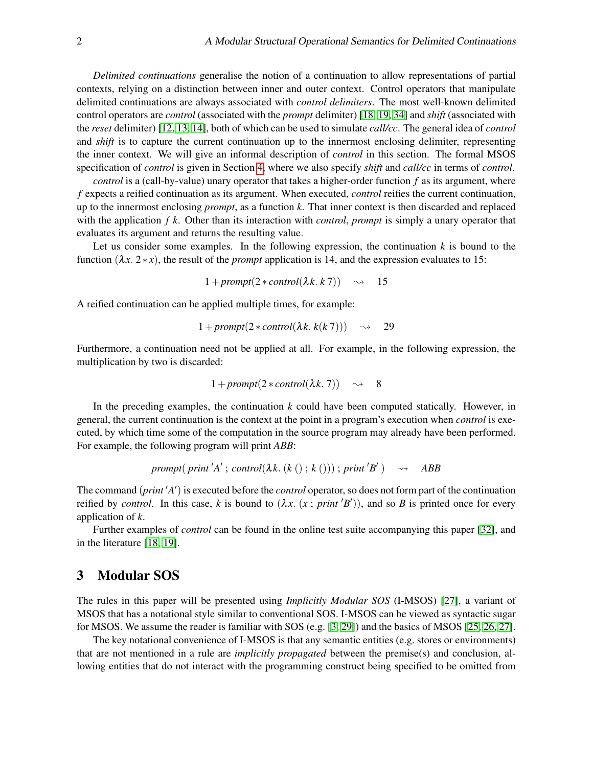*Delimited continuations* generalise the notion of a continuation to allow representations of partial contexts, relying on a distinction between inner and outer context. Control operators that manipulate delimited continuations are always associated with *control delimiters*. The most well-known delimited control operators are *control* (associated with the *prompt* delimiter) [18, 19, 34] and *shift* (associated with the *reset* delimiter) [12, 13, 14], both of which can be used to simulate *call/cc*. The general idea of *control* and *shift* is to capture the current continuation up to the innermost enclosing delimiter, representing the inner context. We will give an informal description of *control* in this section. The formal MSOS specification of *control* is given in Section 4, where we also specify *shift* and *call/cc* in terms of *control*.

*control* is a (call-by-value) unary operator that takes a higher-order function $f$ as its argument, where $f$ expects a reified continuation as its argument. When executed, *control* reifies the current continuation, up to the innermost enclosing *prompt*, as a function $k$. That inner context is then discarded and replaced with the application $f\ k$. Other than its interaction with *control*, *prompt* is simply a unary operator that evaluates its argument and returns the resulting value.

Let us consider some examples. In the following expression, the continuation $k$ is bound to the function $(\lambda x.\ 2 * x)$, the result of the *prompt* application is 14, and the expression evaluates to 15:

$$1 + \mathit{prompt}(2 * \mathit{control}(\lambda k.\ k\ 7)) \quad \rightsquigarrow \quad 15$$

A reified continuation can be applied multiple times, for example:

$$1 + \mathit{prompt}(2 * \mathit{control}(\lambda k.\ k(k\ 7))) \quad \rightsquigarrow \quad 29$$

Furthermore, a continuation need not be applied at all. For example, in the following expression, the multiplication by two is discarded:

$$1 + \mathit{prompt}(2 * \mathit{control}(\lambda k.\ 7)) \quad \rightsquigarrow \quad 8$$

In the preceding examples, the continuation $k$ could have been computed statically. However, in general, the current continuation is the context at the point in a program's execution when *control* is executed, by which time some of the computation in the source program may already have been performed. For example, the following program will print *ABB*:

$$\mathit{prompt}(\ \mathit{print}\ 'A'\ ;\ \mathit{control}(\lambda k.\ (k\ ()\ ;\ k\ ()))\ ;\ \mathit{print}\ 'B'\ ) \quad \rightsquigarrow \quad \mathit{ABB}$$

The command $(\mathit{print}\ 'A')$ is executed before the *control* operator, so does not form part of the continuation reified by *control*. In this case, $k$ is bound to $(\lambda x.\ (x\ ;\ \mathit{print}\ 'B'))$, and so $B$ is printed once for every application of $k$.

Further examples of *control* can be found in the online test suite accompanying this paper [32], and in the literature [18, 19].

## 3 Modular SOS

The rules in this paper will be presented using *Implicitly Modular SOS* (I-MSOS) [27], a variant of MSOS that has a notational style similar to conventional SOS. I-MSOS can be viewed as syntactic sugar for MSOS. We assume the reader is familiar with SOS (e.g. [3, 29]) and the basics of MSOS [25, 26, 27].

The key notational convenience of I-MSOS is that any semantic entities (e.g. stores or environments) that are not mentioned in a rule are *implicitly propagated* between the premise(s) and conclusion, allowing entities that do not interact with the programming construct being specified to be omitted from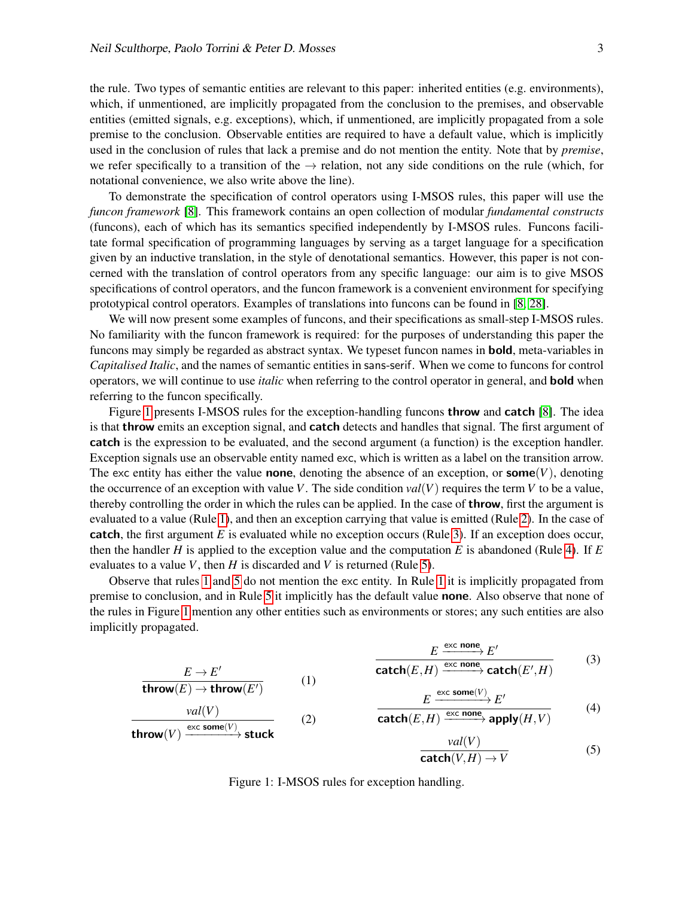the rule. Two types of semantic entities are relevant to this paper: inherited entities (e.g. environments), which, if unmentioned, are implicitly propagated from the conclusion to the premises, and observable entities (emitted signals, e.g. exceptions), which, if unmentioned, are implicitly propagated from a sole premise to the conclusion. Observable entities are required to have a default value, which is implicitly used in the conclusion of rules that lack a premise and do not mention the entity. Note that by *premise*, we refer specifically to a transition of the $\rightarrow$ relation, not any side conditions on the rule (which, for notational convenience, we also write above the line).

To demonstrate the specification of control operators using I-MSOS rules, this paper will use the *funcon framework* [8]. This framework contains an open collection of modular *fundamental constructs* (funcons), each of which has its semantics specified independently by I-MSOS rules. Funcons facilitate formal specification of programming languages by serving as a target language for a specification given by an inductive translation, in the style of denotational semantics. However, this paper is not concerned with the translation of control operators from any specific language: our aim is to give MSOS specifications of control operators, and the funcon framework is a convenient environment for specifying prototypical control operators. Examples of translations into funcons can be found in [8, 28].

We will now present some examples of funcons, and their specifications as small-step I-MSOS rules. No familiarity with the funcon framework is required: for the purposes of understanding this paper the funcons may simply be regarded as abstract syntax. We typeset funcon names in **bold**, meta-variables in *Capitalised Italic*, and the names of semantic entities in sans-serif. When we come to funcons for control operators, we will continue to use *italic* when referring to the control operator in general, and **bold** when referring to the funcon specifically.

Figure 1 presents I-MSOS rules for the exception-handling funcons **throw** and **catch** [8]. The idea is that **throw** emits an exception signal, and **catch** detects and handles that signal. The first argument of **catch** is the expression to be evaluated, and the second argument (a function) is the exception handler. Exception signals use an observable entity named exc, which is written as a label on the transition arrow. The exc entity has either the value **none**, denoting the absence of an exception, or **some**($V$), denoting the occurrence of an exception with value $V$. The side condition $val(V)$ requires the term $V$ to be a value, thereby controlling the order in which the rules can be applied. In the case of **throw**, first the argument is evaluated to a value (Rule 1), and then an exception carrying that value is emitted (Rule 2). In the case of **catch**, the first argument $E$ is evaluated while no exception occurs (Rule 3). If an exception does occur, then the handler $H$ is applied to the exception value and the computation $E$ is abandoned (Rule 4). If $E$ evaluates to a value $V$, then $H$ is discarded and $V$ is returned (Rule 5).

Observe that rules 1 and 5 do not mention the exc entity. In Rule 1 it is implicitly propagated from premise to conclusion, and in Rule 5 it implicitly has the default value **none**. Also observe that none of the rules in Figure 1 mention any other entities such as environments or stores; any such entities are also implicitly propagated.

$$\frac{E \rightarrow E'}{\textbf{throw}(E) \rightarrow \textbf{throw}(E')} \quad (1)$$

$$\frac{val(V)}{\textbf{throw}(V) \xrightarrow{\mathsf{exc}\ \textbf{some}(V)} \textbf{stuck}} \quad (2)$$

$$\frac{E \xrightarrow{\mathsf{exc}\ \textbf{none}} E'}{\textbf{catch}(E,H) \xrightarrow{\mathsf{exc}\ \textbf{none}} \textbf{catch}(E',H)} \quad (3)$$

$$\frac{E \xrightarrow{\mathsf{exc}\ \textbf{some}(V)} E'}{\textbf{catch}(E,H) \xrightarrow{\mathsf{exc}\ \textbf{none}} \textbf{apply}(H,V)} \quad (4)$$

$$\frac{val(V)}{\textbf{catch}(V,H) \rightarrow V} \quad (5)$$

Figure 1: I-MSOS rules for exception handling.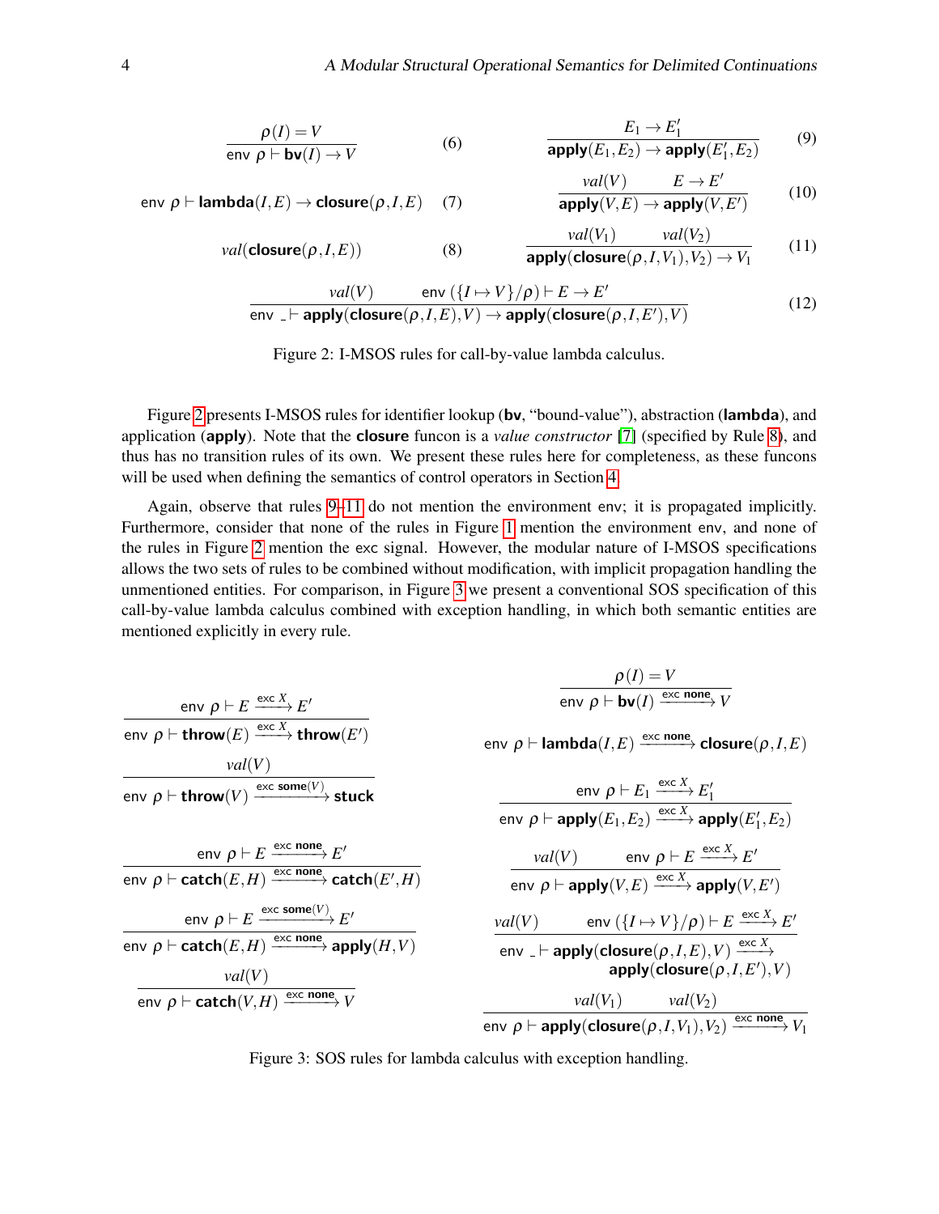$$\frac{\rho(I) = V}{\mathsf{env}\ \rho \vdash \mathbf{bv}(I) \rightarrow V} \quad (6)$$

$$\mathsf{env}\ \rho \vdash \mathbf{lambda}(I,E) \rightarrow \mathbf{closure}(\rho,I,E) \quad (7)$$

$$\mathit{val}(\mathbf{closure}(\rho,I,E)) \quad (8)$$

$$\frac{E_1 \rightarrow E_1'}{\mathbf{apply}(E_1,E_2) \rightarrow \mathbf{apply}(E_1',E_2)} \quad (9)$$

$$\frac{\mathit{val}(V) \qquad E \rightarrow E'}{\mathbf{apply}(V,E) \rightarrow \mathbf{apply}(V,E')} \quad (10)$$

$$\frac{\mathit{val}(V_1) \qquad \mathit{val}(V_2)}{\mathbf{apply}(\mathbf{closure}(\rho,I,V_1),V_2) \rightarrow V_1} \quad (11)$$

$$\frac{\mathit{val}(V) \qquad \mathsf{env}\ (\{I \mapsto V\}/\rho) \vdash E \rightarrow E'}{\mathsf{env}\ \_ \vdash \mathbf{apply}(\mathbf{closure}(\rho,I,E),V) \rightarrow \mathbf{apply}(\mathbf{closure}(\rho,I,E'),V)} \quad (12)$$

Figure 2: I-MSOS rules for call-by-value lambda calculus.

Figure 2 presents I-MSOS rules for identifier lookup (**bv**, "bound-value"), abstraction (**lambda**), and application (**apply**). Note that the **closure** funcon is a *value constructor* [7] (specified by Rule 8), and thus has no transition rules of its own. We present these rules here for completeness, as these funcons will be used when defining the semantics of control operators in Section 4.

Again, observe that rules 9–11 do not mention the environment env; it is propagated implicitly. Furthermore, consider that none of the rules in Figure 1 mention the environment env, and none of the rules in Figure 2 mention the exc signal. However, the modular nature of I-MSOS specifications allows the two sets of rules to be combined without modification, with implicit propagation handling the unmentioned entities. For comparison, in Figure 3 we present a conventional SOS specification of this call-by-value lambda calculus combined with exception handling, in which both semantic entities are mentioned explicitly in every rule.

$$\frac{\mathsf{env}\ \rho \vdash E \xrightarrow{\mathsf{exc}\ X} E'}{\mathsf{env}\ \rho \vdash \mathbf{throw}(E) \xrightarrow{\mathsf{exc}\ X} \mathbf{throw}(E')}$$

$$\frac{\mathit{val}(V)}{\mathsf{env}\ \rho \vdash \mathbf{throw}(V) \xrightarrow{\mathsf{exc}\ \mathbf{some}(V)} \mathbf{stuck}}$$

$$\frac{\mathsf{env}\ \rho \vdash E \xrightarrow{\mathsf{exc}\ \mathbf{none}} E'}{\mathsf{env}\ \rho \vdash \mathbf{catch}(E,H) \xrightarrow{\mathsf{exc}\ \mathbf{none}} \mathbf{catch}(E',H)}$$

$$\frac{\mathsf{env}\ \rho \vdash E \xrightarrow{\mathsf{exc}\ \mathbf{some}(V)} E'}{\mathsf{env}\ \rho \vdash \mathbf{catch}(E,H) \xrightarrow{\mathsf{exc}\ \mathbf{none}} \mathbf{apply}(H,V)}$$

$$\frac{\mathit{val}(V)}{\mathsf{env}\ \rho \vdash \mathbf{catch}(V,H) \xrightarrow{\mathsf{exc}\ \mathbf{none}} V}$$

$$\frac{\rho(I) = V}{\mathsf{env}\ \rho \vdash \mathbf{bv}(I) \xrightarrow{\mathsf{exc}\ \mathbf{none}} V}$$

$$\mathsf{env}\ \rho \vdash \mathbf{lambda}(I,E) \xrightarrow{\mathsf{exc}\ \mathbf{none}} \mathbf{closure}(\rho,I,E)$$

$$\frac{\mathsf{env}\ \rho \vdash E_1 \xrightarrow{\mathsf{exc}\ X} E_1'}{\mathsf{env}\ \rho \vdash \mathbf{apply}(E_1,E_2) \xrightarrow{\mathsf{exc}\ X} \mathbf{apply}(E_1',E_2)}$$

$$\frac{\mathit{val}(V) \qquad \mathsf{env}\ \rho \vdash E \xrightarrow{\mathsf{exc}\ X} E'}{\mathsf{env}\ \rho \vdash \mathbf{apply}(V,E) \xrightarrow{\mathsf{exc}\ X} \mathbf{apply}(V,E')}$$

$$\frac{\mathit{val}(V) \qquad \mathsf{env}\ (\{I \mapsto V\}/\rho) \vdash E \xrightarrow{\mathsf{exc}\ X} E'}{\mathsf{env}\ \_ \vdash \mathbf{apply}(\mathbf{closure}(\rho,I,E),V) \xrightarrow{\mathsf{exc}\ X} \mathbf{apply}(\mathbf{closure}(\rho,I,E'),V)}$$

$$\frac{\mathit{val}(V_1) \qquad \mathit{val}(V_2)}{\mathsf{env}\ \rho \vdash \mathbf{apply}(\mathbf{closure}(\rho,I,V_1),V_2) \xrightarrow{\mathsf{exc}\ \mathbf{none}} V_1}$$

Figure 3: SOS rules for lambda calculus with exception handling.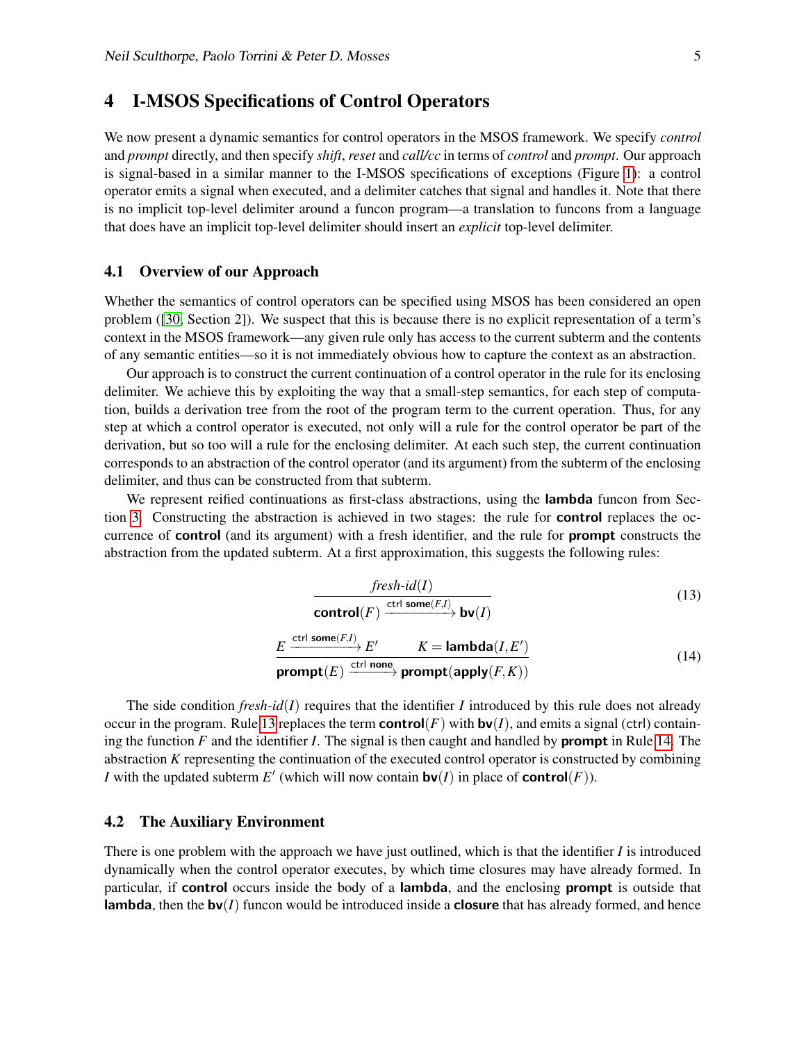## 4 I-MSOS Specifications of Control Operators

We now present a dynamic semantics for control operators in the MSOS framework. We specify *control* and *prompt* directly, and then specify *shift*, *reset* and *call/cc* in terms of *control* and *prompt*. Our approach is signal-based in a similar manner to the I-MSOS specifications of exceptions (Figure 1): a control operator emits a signal when executed, and a delimiter catches that signal and handles it. Note that there is no implicit top-level delimiter around a funcon program—a translation to funcons from a language that does have an implicit top-level delimiter should insert an *explicit* top-level delimiter.

### 4.1 Overview of our Approach

Whether the semantics of control operators can be specified using MSOS has been considered an open problem ([30, Section 2]). We suspect that this is because there is no explicit representation of a term's context in the MSOS framework—any given rule only has access to the current subterm and the contents of any semantic entities—so it is not immediately obvious how to capture the context as an abstraction.

Our approach is to construct the current continuation of a control operator in the rule for its enclosing delimiter. We achieve this by exploiting the way that a small-step semantics, for each step of computation, builds a derivation tree from the root of the program term to the current operation. Thus, for any step at which a control operator is executed, not only will a rule for the control operator be part of the derivation, but so too will a rule for the enclosing delimiter. At each such step, the current continuation corresponds to an abstraction of the control operator (and its argument) from the subterm of the enclosing delimiter, and thus can be constructed from that subterm.

We represent reified continuations as first-class abstractions, using the **lambda** funcon from Section 3. Constructing the abstraction is achieved in two stages: the rule for **control** replaces the occurrence of **control** (and its argument) with a fresh identifier, and the rule for **prompt** constructs the abstraction from the updated subterm. At a first approximation, this suggests the following rules:

$$\frac{\textit{fresh-id}(I)}{\textbf{control}(F) \xrightarrow{\textsf{ctrl}\ \textbf{some}(F,I)} \textbf{bv}(I)} \tag{13}$$

$$\frac{E \xrightarrow{\textsf{ctrl}\ \textbf{some}(F,I)} E' \qquad K = \textbf{lambda}(I,E')}{\textbf{prompt}(E) \xrightarrow{\textsf{ctrl}\ \textbf{none}} \textbf{prompt}(\textbf{apply}(F,K))} \tag{14}$$

The side condition *fresh-id*$(I)$ requires that the identifier $I$ introduced by this rule does not already occur in the program. Rule 13 replaces the term **control**$(F)$ with **bv**$(I)$, and emits a signal (ctrl) containing the function $F$ and the identifier $I$. The signal is then caught and handled by **prompt** in Rule 14. The abstraction $K$ representing the continuation of the executed control operator is constructed by combining $I$ with the updated subterm $E'$ (which will now contain **bv**$(I)$ in place of **control**$(F)$).

### 4.2 The Auxiliary Environment

There is one problem with the approach we have just outlined, which is that the identifier $I$ is introduced dynamically when the control operator executes, by which time closures may have already formed. In particular, if **control** occurs inside the body of a **lambda**, and the enclosing **prompt** is outside that **lambda**, then the **bv**$(I)$ funcon would be introduced inside a **closure** that has already formed, and hence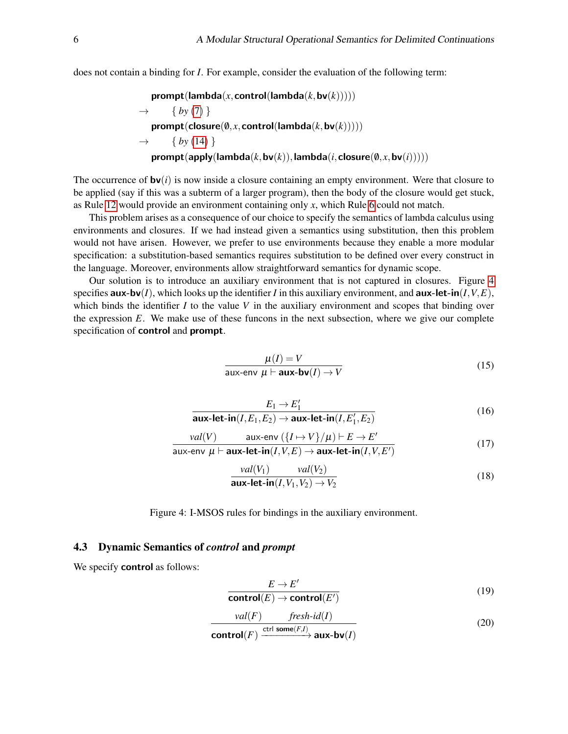does not contain a binding for $I$. For example, consider the evaluation of the following term:

$$
\begin{aligned}
& \textsf{\textbf{prompt}}(\textsf{\textbf{lambda}}(x, \textsf{\textbf{control}}(\textsf{\textbf{lambda}}(k, \textsf{\textbf{bv}}(k))))) \\
\rightarrow \quad & \{ \textit{ by } (7) \} \\
& \textsf{\textbf{prompt}}(\textsf{\textbf{closure}}(\emptyset, x, \textsf{\textbf{control}}(\textsf{\textbf{lambda}}(k, \textsf{\textbf{bv}}(k))))) \\
\rightarrow \quad & \{ \textit{ by } (14) \} \\
& \textsf{\textbf{prompt}}(\textsf{\textbf{apply}}(\textsf{\textbf{lambda}}(k, \textsf{\textbf{bv}}(k)), \textsf{\textbf{lambda}}(i, \textsf{\textbf{closure}}(\emptyset, x, \textsf{\textbf{bv}}(i)))))
\end{aligned}
$$

The occurrence of $\textsf{\textbf{bv}}(i)$ is now inside a closure containing an empty environment. Were that closure to be applied (say if this was a subterm of a larger program), then the body of the closure would get stuck, as Rule 12 would provide an environment containing only $x$, which Rule 6 could not match.

This problem arises as a consequence of our choice to specify the semantics of lambda calculus using environments and closures. If we had instead given a semantics using substitution, then this problem would not have arisen. However, we prefer to use environments because they enable a more modular specification: a substitution-based semantics requires substitution to be defined over every construct in the language. Moreover, environments allow straightforward semantics for dynamic scope.

Our solution is to introduce an auxiliary environment that is not captured in closures. Figure 4 specifies $\textsf{\textbf{aux-bv}}(I)$, which looks up the identifier $I$ in this auxiliary environment, and $\textsf{\textbf{aux-let-in}}(I,V,E)$, which binds the identifier $I$ to the value $V$ in the auxiliary environment and scopes that binding over the expression $E$. We make use of these funcons in the next subsection, where we give our complete specification of **control** and **prompt**.

$$
\frac{\mu(I) = V}{\textsf{aux-env } \mu \vdash \textsf{\textbf{aux-bv}}(I) \rightarrow V} \tag{15}
$$

$$
\frac{E_1 \rightarrow E_1'}{\textsf{\textbf{aux-let-in}}(I, E_1, E_2) \rightarrow \textsf{\textbf{aux-let-in}}(I, E_1', E_2)} \tag{16}
$$

$$
\frac{\mathit{val}(V) \qquad \textsf{aux-env } (\{I \mapsto V\}/\mu) \vdash E \rightarrow E'}{\textsf{aux-env } \mu \vdash \textsf{\textbf{aux-let-in}}(I, V, E) \rightarrow \textsf{\textbf{aux-let-in}}(I, V, E')} \tag{17}
$$

$$
\frac{\mathit{val}(V_1) \qquad \mathit{val}(V_2)}{\textsf{\textbf{aux-let-in}}(I, V_1, V_2) \rightarrow V_2} \tag{18}
$$

Figure 4: I-MSOS rules for bindings in the auxiliary environment.

### 4.3 Dynamic Semantics of *control* and *prompt*

We specify **control** as follows:

$$
\frac{E \rightarrow E'}{\textsf{\textbf{control}}(E) \rightarrow \textsf{\textbf{control}}(E')} \tag{19}
$$

$$
\frac{\mathit{val}(F) \qquad \mathit{fresh\text{-}id}(I)}{\textsf{\textbf{control}}(F) \xrightarrow{\textsf{ctrl } \textsf{\textbf{some}}(F,I)} \textsf{\textbf{aux-bv}}(I)} \tag{20}
$$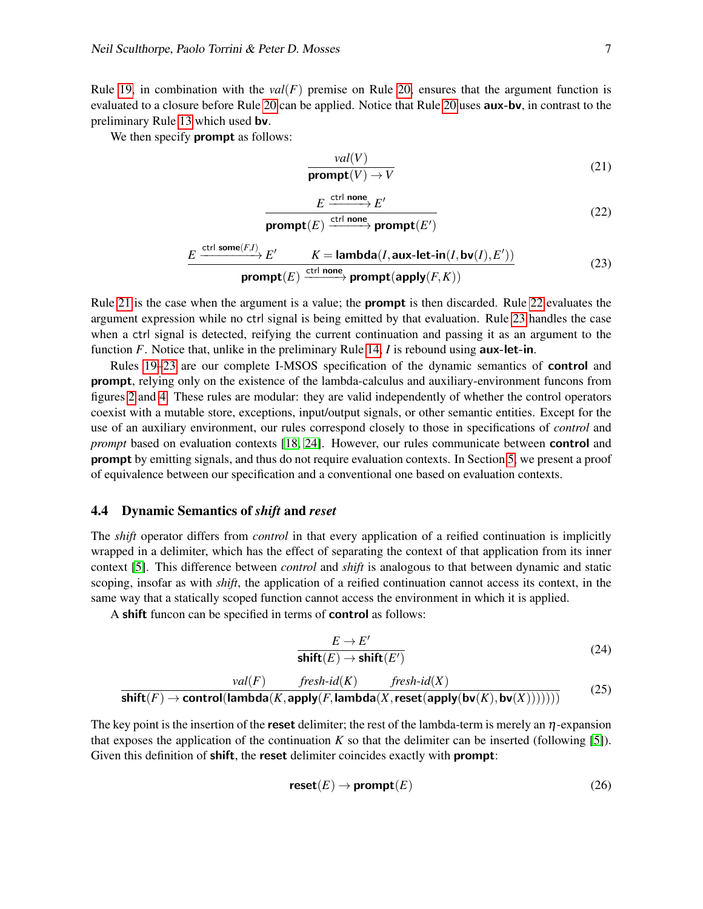Rule 19, in combination with the $val(F)$ premise on Rule 20, ensures that the argument function is evaluated to a closure before Rule 20 can be applied. Notice that Rule 20 uses **aux-bv**, in contrast to the preliminary Rule 13 which used **bv**.

We then specify **prompt** as follows:

$$\frac{val(V)}{\textbf{prompt}(V) \rightarrow V} \tag{21}$$

$$\frac{E \xrightarrow{\mathsf{ctrl}\ \textbf{none}} E'}{\textbf{prompt}(E) \xrightarrow{\mathsf{ctrl}\ \textbf{none}} \textbf{prompt}(E')} \tag{22}$$

$$\frac{E \xrightarrow{\mathsf{ctrl}\ \textbf{some}(F,I)} E' \qquad K = \textbf{lambda}(I, \textbf{aux-let-in}(I, \textbf{bv}(I), E'))}{\textbf{prompt}(E) \xrightarrow{\mathsf{ctrl}\ \textbf{none}} \textbf{prompt}(\textbf{apply}(F, K))} \tag{23}$$

Rule 21 is the case when the argument is a value; the **prompt** is then discarded. Rule 22 evaluates the argument expression while no ctrl signal is being emitted by that evaluation. Rule 23 handles the case when a ctrl signal is detected, reifying the current continuation and passing it as an argument to the function $F$. Notice that, unlike in the preliminary Rule 14, $I$ is rebound using **aux-let-in**.

Rules 19–23 are our complete I-MSOS specification of the dynamic semantics of **control** and **prompt**, relying only on the existence of the lambda-calculus and auxiliary-environment funcons from figures 2 and 4. These rules are modular: they are valid independently of whether the control operators coexist with a mutable store, exceptions, input/output signals, or other semantic entities. Except for the use of an auxiliary environment, our rules correspond closely to those in specifications of *control* and *prompt* based on evaluation contexts [18, 24]. However, our rules communicate between **control** and **prompt** by emitting signals, and thus do not require evaluation contexts. In Section 5, we present a proof of equivalence between our specification and a conventional one based on evaluation contexts.

### 4.4 Dynamic Semantics of *shift* and *reset*

The *shift* operator differs from *control* in that every application of a reified continuation is implicitly wrapped in a delimiter, which has the effect of separating the context of that application from its inner context [5]. This difference between *control* and *shift* is analogous to that between dynamic and static scoping, insofar as with *shift*, the application of a reified continuation cannot access its context, in the same way that a statically scoped function cannot access the environment in which it is applied.

A **shift** funcon can be specified in terms of **control** as follows:

$$\frac{E \rightarrow E'}{\textbf{shift}(E) \rightarrow \textbf{shift}(E')} \tag{24}$$

$$\frac{val(F) \qquad fresh\text{-}id(K) \qquad fresh\text{-}id(X)}{\textbf{shift}(F) \rightarrow \textbf{control}(\textbf{lambda}(K, \textbf{apply}(F, \textbf{lambda}(X, \textbf{reset}(\textbf{apply}(\textbf{bv}(K), \textbf{bv}(X)))))))} \tag{25}$$

The key point is the insertion of the **reset** delimiter; the rest of the lambda-term is merely an $\eta$-expansion that exposes the application of the continuation $K$ so that the delimiter can be inserted (following [5]). Given this definition of **shift**, the **reset** delimiter coincides exactly with **prompt**:

$$\textbf{reset}(E) \rightarrow \textbf{prompt}(E) \tag{26}$$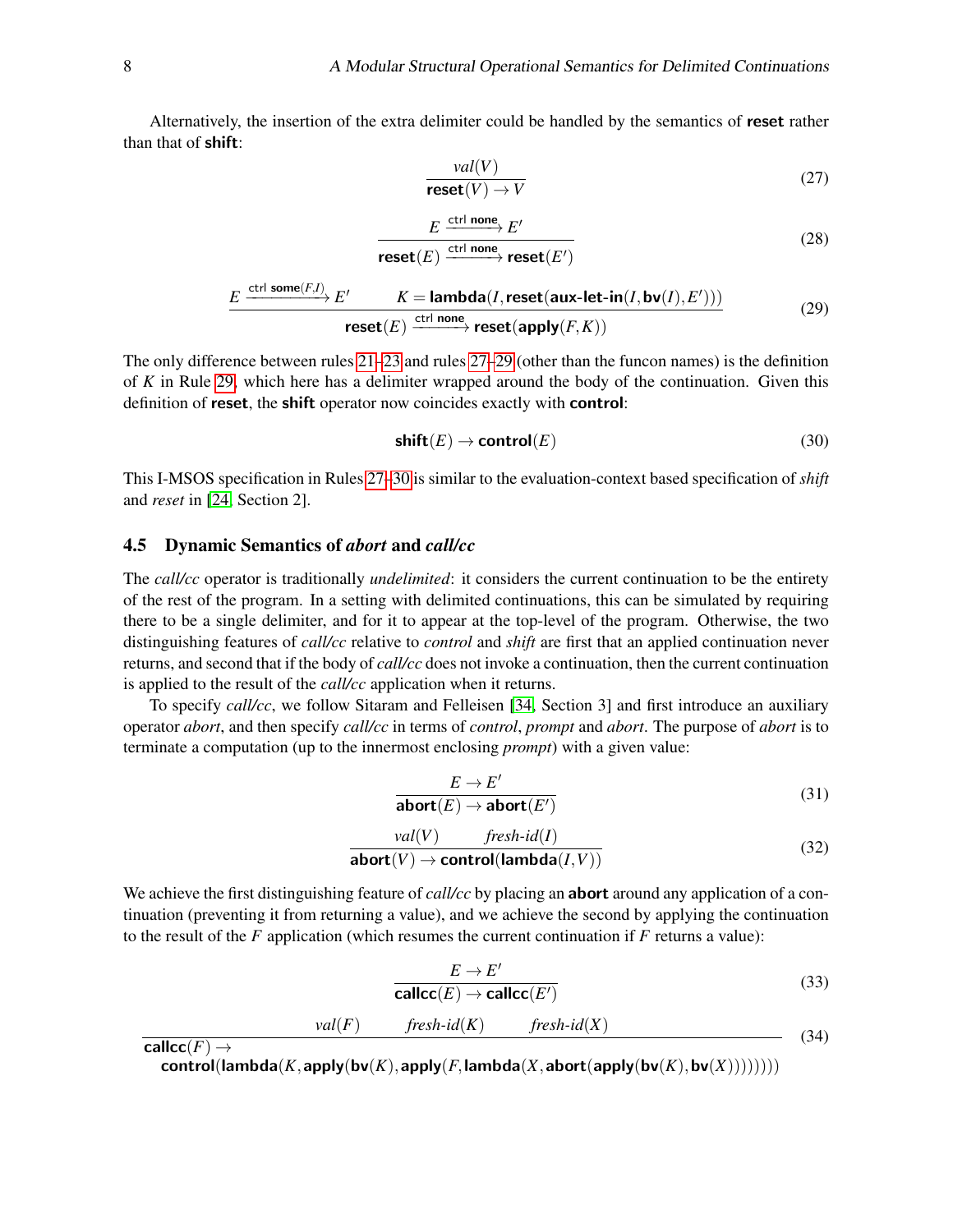Alternatively, the insertion of the extra delimiter could be handled by the semantics of **reset** rather than that of **shift**:

$$\frac{\mathit{val}(V)}{\textbf{reset}(V) \rightarrow V} \tag{27}$$

$$\frac{E \xrightarrow{\text{ctrl } \textbf{none}} E'}{\textbf{reset}(E) \xrightarrow{\text{ctrl } \textbf{none}} \textbf{reset}(E')} \tag{28}$$

$$\frac{E \xrightarrow{\text{ctrl } \textbf{some}(F,I)} E' \qquad K = \textbf{lambda}(I, \textbf{reset}(\textbf{aux-let-in}(I, \textbf{bv}(I), E')))}{\textbf{reset}(E) \xrightarrow{\text{ctrl } \textbf{none}} \textbf{reset}(\textbf{apply}(F, K))} \tag{29}$$

The only difference between rules 21–23 and rules 27–29 (other than the funcon names) is the definition of $K$ in Rule 29, which here has a delimiter wrapped around the body of the continuation. Given this definition of **reset**, the **shift** operator now coincides exactly with **control**:

$$\textbf{shift}(E) \rightarrow \textbf{control}(E) \tag{30}$$

This I-MSOS specification in Rules 27–30 is similar to the evaluation-context based specification of *shift* and *reset* in [24, Section 2].

### 4.5 Dynamic Semantics of *abort* and *call/cc*

The *call/cc* operator is traditionally *undelimited*: it considers the current continuation to be the entirety of the rest of the program. In a setting with delimited continuations, this can be simulated by requiring there to be a single delimiter, and for it to appear at the top-level of the program. Otherwise, the two distinguishing features of *call/cc* relative to *control* and *shift* are first that an applied continuation never returns, and second that if the body of *call/cc* does not invoke a continuation, then the current continuation is applied to the result of the *call/cc* application when it returns.

To specify *call/cc*, we follow Sitaram and Felleisen [34, Section 3] and first introduce an auxiliary operator *abort*, and then specify *call/cc* in terms of *control*, *prompt* and *abort*. The purpose of *abort* is to terminate a computation (up to the innermost enclosing *prompt*) with a given value:

$$\frac{E \rightarrow E'}{\textbf{abort}(E) \rightarrow \textbf{abort}(E')} \tag{31}$$

$$\frac{\mathit{val}(V) \qquad \mathit{fresh\text{-}id}(I)}{\textbf{abort}(V) \rightarrow \textbf{control}(\textbf{lambda}(I, V))} \tag{32}$$

We achieve the first distinguishing feature of *call/cc* by placing an **abort** around any application of a continuation (preventing it from returning a value), and we achieve the second by applying the continuation to the result of the $F$ application (which resumes the current continuation if $F$ returns a value):

$$\frac{E \rightarrow E'}{\textbf{callcc}(E) \rightarrow \textbf{callcc}(E')} \tag{33}$$

$$\frac{\mathit{val}(F) \qquad \mathit{fresh\text{-}id}(K) \qquad \mathit{fresh\text{-}id}(X)}{\begin{array}{l}\textbf{callcc}(F) \rightarrow \\ \quad \textbf{control}(\textbf{lambda}(K, \textbf{apply}(\textbf{bv}(K), \textbf{apply}(F, \textbf{lambda}(X, \textbf{abort}(\textbf{apply}(\textbf{bv}(K), \textbf{bv}(X))))))))\end{array}} \tag{34}$$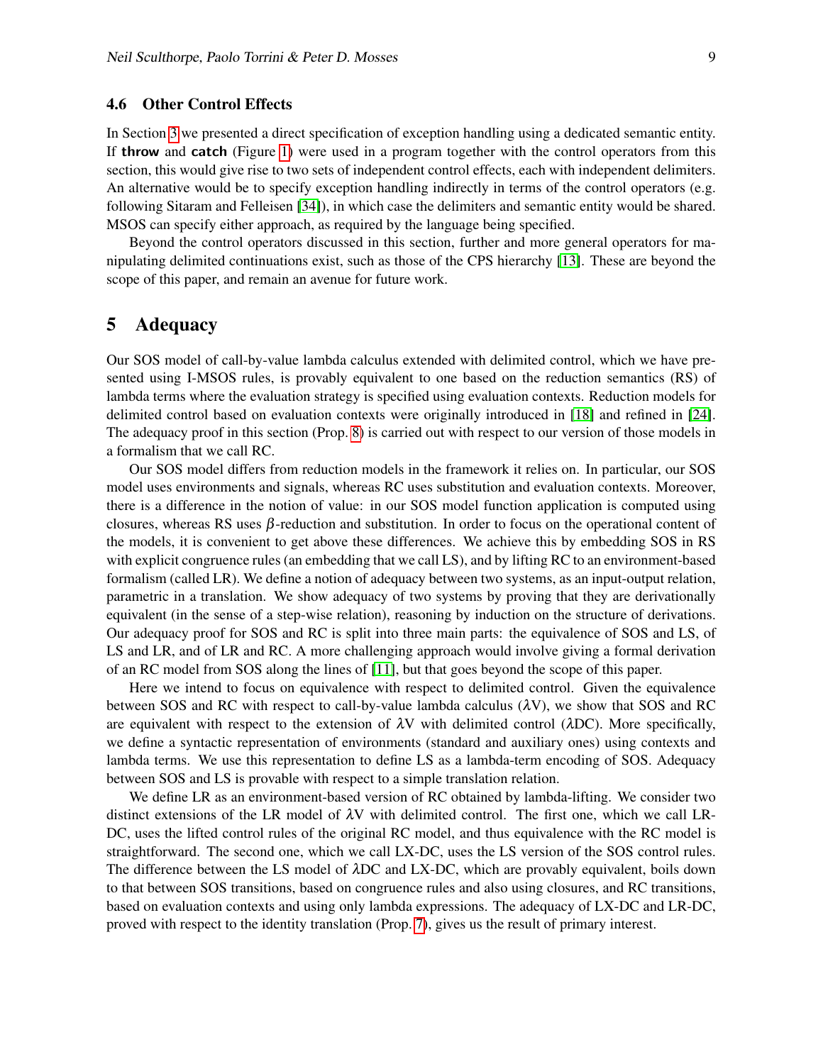### 4.6 Other Control Effects

In Section 3 we presented a direct specification of exception handling using a dedicated semantic entity. If **throw** and **catch** (Figure 1) were used in a program together with the control operators from this section, this would give rise to two sets of independent control effects, each with independent delimiters. An alternative would be to specify exception handling indirectly in terms of the control operators (e.g. following Sitaram and Felleisen [34]), in which case the delimiters and semantic entity would be shared. MSOS can specify either approach, as required by the language being specified.

Beyond the control operators discussed in this section, further and more general operators for manipulating delimited continuations exist, such as those of the CPS hierarchy [13]. These are beyond the scope of this paper, and remain an avenue for future work.

## 5 Adequacy

Our SOS model of call-by-value lambda calculus extended with delimited control, which we have presented using I-MSOS rules, is provably equivalent to one based on the reduction semantics (RS) of lambda terms where the evaluation strategy is specified using evaluation contexts. Reduction models for delimited control based on evaluation contexts were originally introduced in [18] and refined in [24]. The adequacy proof in this section (Prop. 8) is carried out with respect to our version of those models in a formalism that we call RC.

Our SOS model differs from reduction models in the framework it relies on. In particular, our SOS model uses environments and signals, whereas RC uses substitution and evaluation contexts. Moreover, there is a difference in the notion of value: in our SOS model function application is computed using closures, whereas RS uses $\beta$-reduction and substitution. In order to focus on the operational content of the models, it is convenient to get above these differences. We achieve this by embedding SOS in RS with explicit congruence rules (an embedding that we call LS), and by lifting RC to an environment-based formalism (called LR). We define a notion of adequacy between two systems, as an input-output relation, parametric in a translation. We show adequacy of two systems by proving that they are derivationally equivalent (in the sense of a step-wise relation), reasoning by induction on the structure of derivations. Our adequacy proof for SOS and RC is split into three main parts: the equivalence of SOS and LS, of LS and LR, and of LR and RC. A more challenging approach would involve giving a formal derivation of an RC model from SOS along the lines of [11], but that goes beyond the scope of this paper.

Here we intend to focus on equivalence with respect to delimited control. Given the equivalence between SOS and RC with respect to call-by-value lambda calculus ($\lambda$V), we show that SOS and RC are equivalent with respect to the extension of $\lambda$V with delimited control ($\lambda$DC). More specifically, we define a syntactic representation of environments (standard and auxiliary ones) using contexts and lambda terms. We use this representation to define LS as a lambda-term encoding of SOS. Adequacy between SOS and LS is provable with respect to a simple translation relation.

We define LR as an environment-based version of RC obtained by lambda-lifting. We consider two distinct extensions of the LR model of $\lambda$V with delimited control. The first one, which we call LR-DC, uses the lifted control rules of the original RC model, and thus equivalence with the RC model is straightforward. The second one, which we call LX-DC, uses the LS version of the SOS control rules. The difference between the LS model of $\lambda$DC and LX-DC, which are provably equivalent, boils down to that between SOS transitions, based on congruence rules and also using closures, and RC transitions, based on evaluation contexts and using only lambda expressions. The adequacy of LX-DC and LR-DC, proved with respect to the identity translation (Prop. 7), gives us the result of primary interest.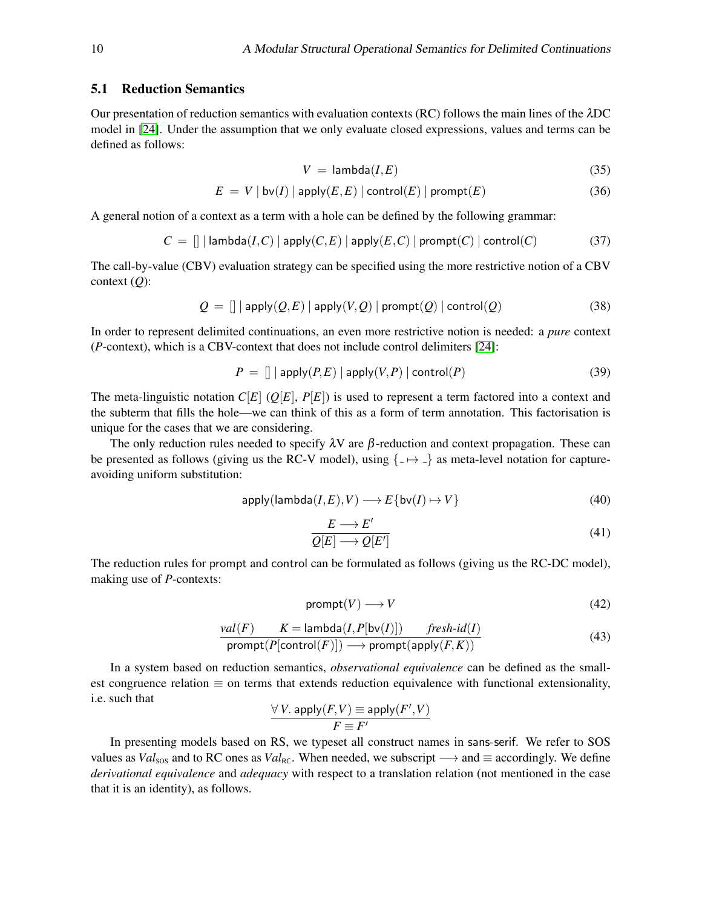### 5.1 Reduction Semantics

Our presentation of reduction semantics with evaluation contexts (RC) follows the main lines of the $\lambda$DC model in [24]. Under the assumption that we only evaluate closed expressions, values and terms can be defined as follows:

$$V \ = \ \mathsf{lambda}(I,E) \tag{35}$$

$$E \ = \ V \mid \mathsf{bv}(I) \mid \mathsf{apply}(E,E) \mid \mathsf{control}(E) \mid \mathsf{prompt}(E) \tag{36}$$

A general notion of a context as a term with a hole can be defined by the following grammar:

$$C \ = \ [] \mid \mathsf{lambda}(I,C) \mid \mathsf{apply}(C,E) \mid \mathsf{apply}(E,C) \mid \mathsf{prompt}(C) \mid \mathsf{control}(C) \tag{37}$$

The call-by-value (CBV) evaluation strategy can be specified using the more restrictive notion of a CBV context ($Q$):

$$Q \ = \ [] \mid \mathsf{apply}(Q,E) \mid \mathsf{apply}(V,Q) \mid \mathsf{prompt}(Q) \mid \mathsf{control}(Q) \tag{38}$$

In order to represent delimited continuations, an even more restrictive notion is needed: a *pure* context ($P$-context), which is a CBV-context that does not include control delimiters [24]:

$$P \ = \ [] \mid \mathsf{apply}(P,E) \mid \mathsf{apply}(V,P) \mid \mathsf{control}(P) \tag{39}$$

The meta-linguistic notation $C[E]$ ($Q[E]$, $P[E]$) is used to represent a term factored into a context and the subterm that fills the hole—we can think of this as a form of term annotation. This factorisation is unique for the cases that we are considering.

The only reduction rules needed to specify $\lambda$V are $\beta$-reduction and context propagation. These can be presented as follows (giving us the RC-V model), using $\{\_ \mapsto \_\}$ as meta-level notation for capture-avoiding uniform substitution:

$$\mathsf{apply}(\mathsf{lambda}(I,E),V) \longrightarrow E\{\mathsf{bv}(I) \mapsto V\} \tag{40}$$

$$\frac{E \longrightarrow E'}{Q[E] \longrightarrow Q[E']} \tag{41}$$

The reduction rules for prompt and control can be formulated as follows (giving us the RC-DC model), making use of $P$-contexts:

$$\mathsf{prompt}(V) \longrightarrow V \tag{42}$$

$$\frac{val(F) \qquad K = \mathsf{lambda}(I,P[\mathsf{bv}(I)]) \qquad fresh\text{-}id(I)}{\mathsf{prompt}(P[\mathsf{control}(F)]) \longrightarrow \mathsf{prompt}(\mathsf{apply}(F,K))} \tag{43}$$

In a system based on reduction semantics, *observational equivalence* can be defined as the smallest congruence relation $\equiv$ on terms that extends reduction equivalence with functional extensionality, i.e. such that

$$\frac{\forall\, V.\ \mathsf{apply}(F,V) \equiv \mathsf{apply}(F',V)}{F \equiv F'}$$

In presenting models based on RS, we typeset all construct names in sans-serif. We refer to SOS values as $Val_{\mathrm{SOS}}$ and to RC ones as $Val_{\mathrm{RC}}$. When needed, we subscript $\longrightarrow$ and $\equiv$ accordingly. We define *derivational equivalence* and *adequacy* with respect to a translation relation (not mentioned in the case that it is an identity), as follows.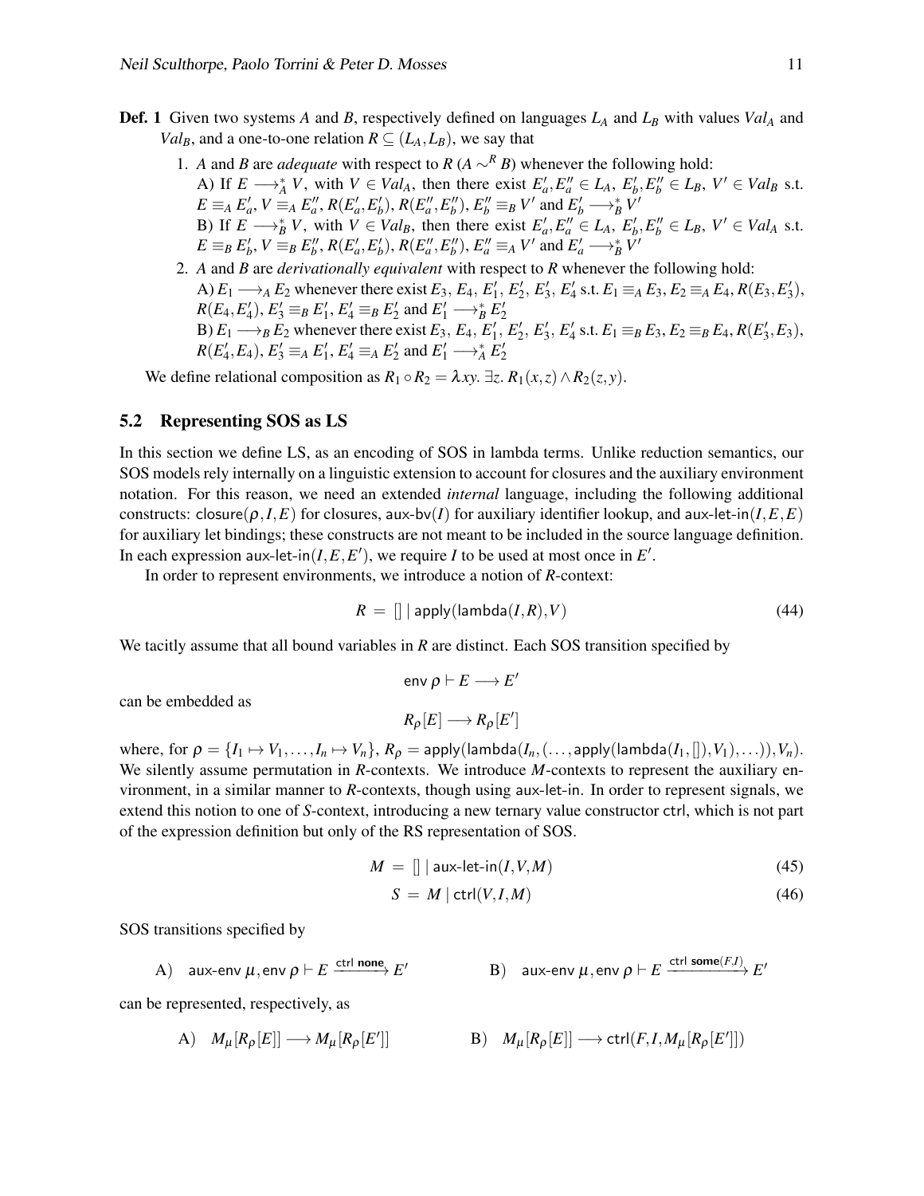**Def. 1** Given two systems $A$ and $B$, respectively defined on languages $L_A$ and $L_B$ with values $Val_A$ and $Val_B$, and a one-to-one relation $R \subseteq (L_A, L_B)$, we say that

1. $A$ and $B$ are *adequate* with respect to $R$ ($A \sim^R B$) whenever the following hold:
   A) If $E \longrightarrow_A^* V$, with $V \in Val_A$, then there exist $E'_a, E''_a \in L_A$, $E'_b, E''_b \in L_B$, $V' \in Val_B$ s.t. $E \equiv_A E'_a$, $V \equiv_A E''_a$, $R(E'_a, E'_b)$, $R(E''_a, E''_b)$, $E''_b \equiv_B V'$ and $E'_b \longrightarrow_B^* V'$
   B) If $E \longrightarrow_B^* V$, with $V \in Val_B$, then there exist $E'_a, E''_a \in L_A$, $E'_b, E''_b \in L_B$, $V' \in Val_A$ s.t. $E \equiv_B E'_b$, $V \equiv_B E''_b$, $R(E'_a, E'_b)$, $R(E''_a, E''_b)$, $E''_a \equiv_A V'$ and $E'_a \longrightarrow_B^* V'$
2. $A$ and $B$ are *derivationally equivalent* with respect to $R$ whenever the following hold:
   A) $E_1 \longrightarrow_A E_2$ whenever there exist $E_3$, $E_4$, $E'_1$, $E'_2$, $E'_3$, $E'_4$ s.t. $E_1 \equiv_A E_3$, $E_2 \equiv_A E_4$, $R(E_3, E'_3)$, $R(E_4, E'_4)$, $E'_3 \equiv_B E'_1$, $E'_4 \equiv_B E'_2$ and $E'_1 \longrightarrow_B^* E'_2$
   B) $E_1 \longrightarrow_B E_2$ whenever there exist $E_3$, $E_4$, $E'_1$, $E'_2$, $E'_3$, $E'_4$ s.t. $E_1 \equiv_B E_3$, $E_2 \equiv_B E_4$, $R(E'_3, E_3)$, $R(E'_4, E_4)$, $E'_3 \equiv_A E'_1$, $E'_4 \equiv_A E'_2$ and $E'_1 \longrightarrow_A^* E'_2$

We define relational composition as $R_1 \circ R_2 = \lambda xy.\ \exists z.\ R_1(x,z) \wedge R_2(z,y)$.

## 5.2 Representing SOS as LS

In this section we define LS, as an encoding of SOS in lambda terms. Unlike reduction semantics, our SOS models rely internally on a linguistic extension to account for closures and the auxiliary environment notation. For this reason, we need an extended *internal* language, including the following additional constructs: $\mathsf{closure}(\rho, I, E)$ for closures, $\mathsf{aux\text{-}bv}(I)$ for auxiliary identifier lookup, and $\mathsf{aux\text{-}let\text{-}in}(I, E, E)$ for auxiliary let bindings; these constructs are not meant to be included in the source language definition. In each expression $\mathsf{aux\text{-}let\text{-}in}(I, E, E')$, we require $I$ to be used at most once in $E'$.

In order to represent environments, we introduce a notion of $R$-context:

$$R \ = \ [] \mid \mathsf{apply}(\mathsf{lambda}(I, R), V) \tag{44}$$

We tacitly assume that all bound variables in $R$ are distinct. Each SOS transition specified by

$$\mathsf{env}\ \rho \vdash E \longrightarrow E'$$

can be embedded as

$$R_\rho[E] \longrightarrow R_\rho[E']$$

where, for $\rho = \{I_1 \mapsto V_1, \ldots, I_n \mapsto V_n\}$, $R_\rho = \mathsf{apply}(\mathsf{lambda}(I_n, (\ldots, \mathsf{apply}(\mathsf{lambda}(I_1, []), V_1), \ldots)), V_n)$. We silently assume permutation in $R$-contexts. We introduce $M$-contexts to represent the auxiliary environment, in a similar manner to $R$-contexts, though using aux-let-in. In order to represent signals, we extend this notion to one of $S$-context, introducing a new ternary value constructor ctrl, which is not part of the expression definition but only of the RS representation of SOS.

$$M \ = \ [] \mid \mathsf{aux\text{-}let\text{-}in}(I, V, M) \tag{45}$$

$$S \ = \ M \mid \mathsf{ctrl}(V, I, M) \tag{46}$$

SOS transitions specified by

$$\text{A)} \quad \mathsf{aux\text{-}env}\ \mu, \mathsf{env}\ \rho \vdash E \xrightarrow{\mathsf{ctrl}\ \mathbf{none}} E' \qquad\qquad \text{B)} \quad \mathsf{aux\text{-}env}\ \mu, \mathsf{env}\ \rho \vdash E \xrightarrow{\mathsf{ctrl}\ \mathbf{some}(F,I)} E'$$

can be represented, respectively, as

$$\text{A)} \quad M_\mu[R_\rho[E]] \longrightarrow M_\mu[R_\rho[E']] \qquad\qquad \text{B)} \quad M_\mu[R_\rho[E]] \longrightarrow \mathsf{ctrl}(F, I, M_\mu[R_\rho[E']])$$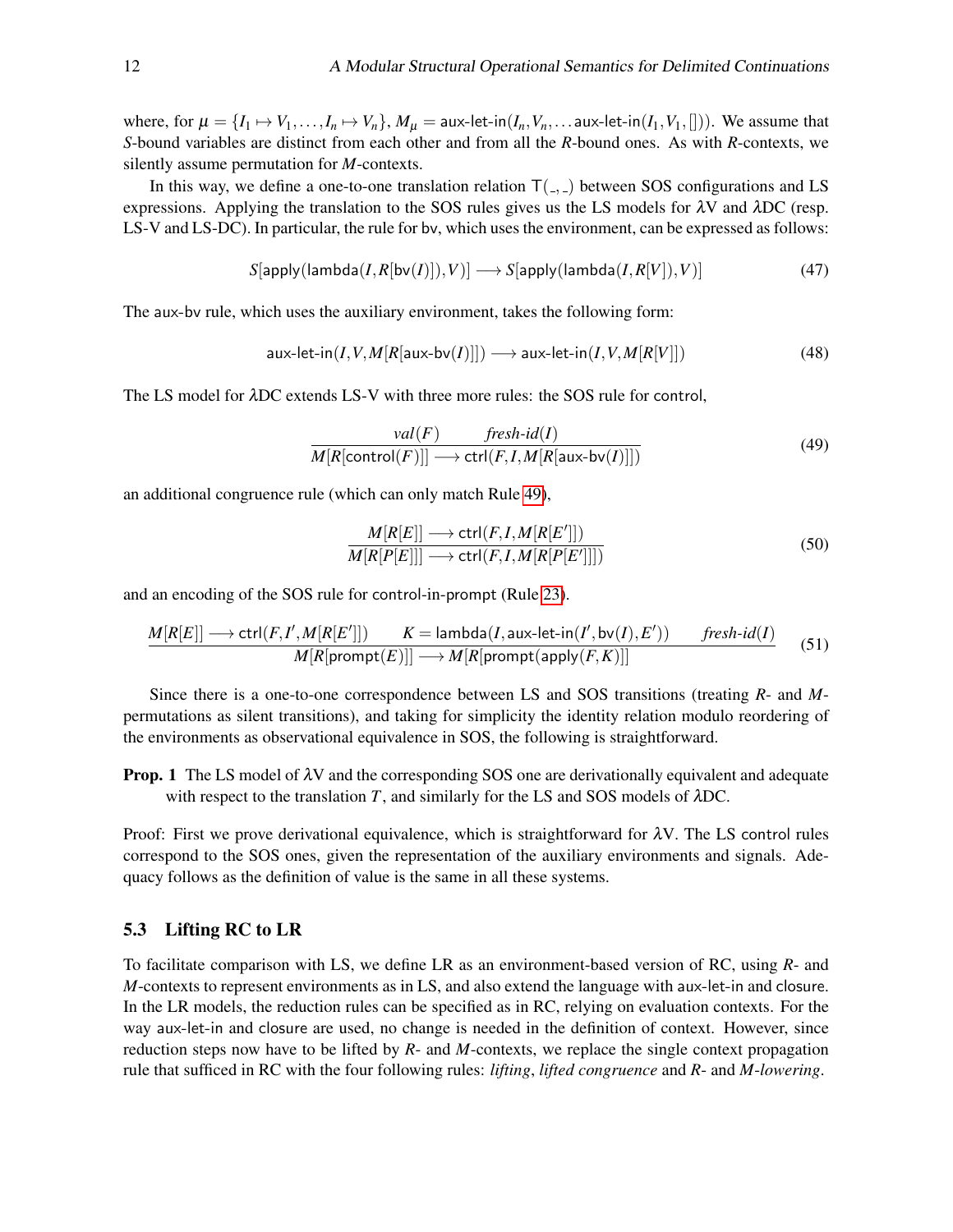where, for $\mu = \{I_1 \mapsto V_1, \ldots, I_n \mapsto V_n\}$, $M_\mu = \mathsf{aux\text{-}let\text{-}in}(I_n, V_n, \ldots \mathsf{aux\text{-}let\text{-}in}(I_1, V_1, []))$. We assume that $S$-bound variables are distinct from each other and from all the $R$-bound ones. As with $R$-contexts, we silently assume permutation for $M$-contexts.

In this way, we define a one-to-one translation relation $\mathsf{T}(\_,\_)$ between SOS configurations and LS expressions. Applying the translation to the SOS rules gives us the LS models for λV and λDC (resp. LS-V and LS-DC). In particular, the rule for bv, which uses the environment, can be expressed as follows:

$$S[\mathsf{apply}(\mathsf{lambda}(I, R[\mathsf{bv}(I)]), V)] \longrightarrow S[\mathsf{apply}(\mathsf{lambda}(I, R[V]), V)] \tag{47}$$

The aux-bv rule, which uses the auxiliary environment, takes the following form:

$$\mathsf{aux\text{-}let\text{-}in}(I, V, M[R[\mathsf{aux\text{-}bv}(I)]]) \longrightarrow \mathsf{aux\text{-}let\text{-}in}(I, V, M[R[V]]) \tag{48}$$

The LS model for λDC extends LS-V with three more rules: the SOS rule for control,

$$\frac{val(F) \qquad fresh\text{-}id(I)}{M[R[\mathsf{control}(F)]] \longrightarrow \mathsf{ctrl}(F, I, M[R[\mathsf{aux\text{-}bv}(I)]])} \tag{49}$$

an additional congruence rule (which can only match Rule 49),

$$\frac{M[R[E]] \longrightarrow \mathsf{ctrl}(F, I, M[R[E']])}{M[R[P[E]]] \longrightarrow \mathsf{ctrl}(F, I, M[R[P[E']]])} \tag{50}$$

and an encoding of the SOS rule for control-in-prompt (Rule 23).

$$\frac{M[R[E]] \longrightarrow \mathsf{ctrl}(F, I', M[R[E']]) \qquad K = \mathsf{lambda}(I, \mathsf{aux\text{-}let\text{-}in}(I', \mathsf{bv}(I), E')) \qquad fresh\text{-}id(I)}{M[R[\mathsf{prompt}(E)]] \longrightarrow M[R[\mathsf{prompt}(\mathsf{apply}(F, K))]]} \tag{51}$$

Since there is a one-to-one correspondence between LS and SOS transitions (treating $R$- and $M$-permutations as silent transitions), and taking for simplicity the identity relation modulo reordering of the environments as observational equivalence in SOS, the following is straightforward.

**Prop. 1** The LS model of λV and the corresponding SOS one are derivationally equivalent and adequate with respect to the translation $T$, and similarly for the LS and SOS models of λDC.

Proof: First we prove derivational equivalence, which is straightforward for λV. The LS control rules correspond to the SOS ones, given the representation of the auxiliary environments and signals. Adequacy follows as the definition of value is the same in all these systems.

### 5.3 Lifting RC to LR

To facilitate comparison with LS, we define LR as an environment-based version of RC, using $R$- and $M$-contexts to represent environments as in LS, and also extend the language with aux-let-in and closure. In the LR models, the reduction rules can be specified as in RC, relying on evaluation contexts. For the way aux-let-in and closure are used, no change is needed in the definition of context. However, since reduction steps now have to be lifted by $R$- and $M$-contexts, we replace the single context propagation rule that sufficed in RC with the four following rules: *lifting*, *lifted congruence* and *R*- and *M-lowering*.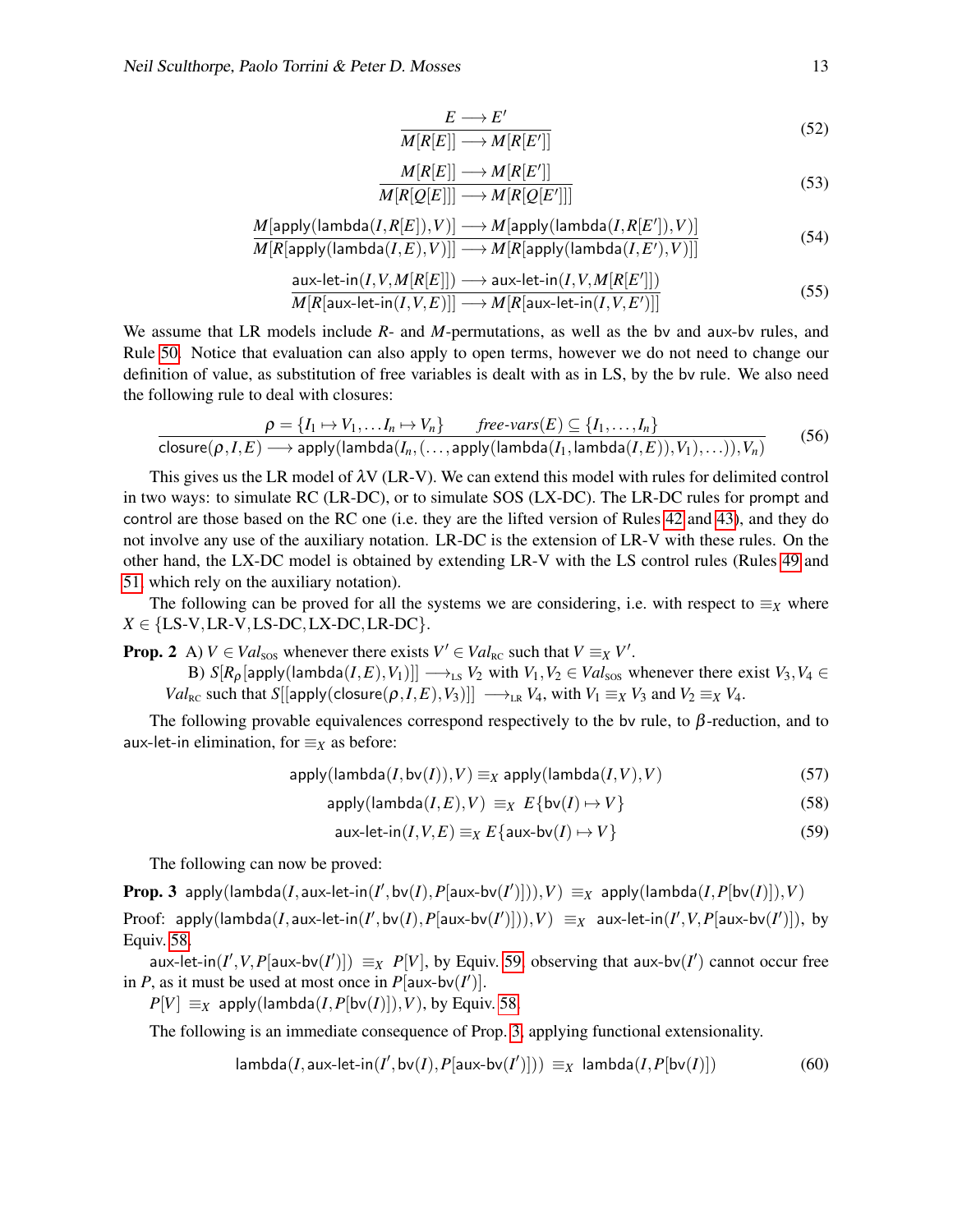$$\frac{E \longrightarrow E'}{M[R[E]] \longrightarrow M[R[E']]} \tag{52}$$

$$\frac{M[R[E]] \longrightarrow M[R[E']]}{M[R[Q[E]]] \longrightarrow M[R[Q[E']]]} \tag{53}$$

$$\frac{M[\mathsf{apply}(\mathsf{lambda}(I, R[E]), V)] \longrightarrow M[\mathsf{apply}(\mathsf{lambda}(I, R[E']), V)]}{M[R[\mathsf{apply}(\mathsf{lambda}(I, E), V)]] \longrightarrow M[R[\mathsf{apply}(\mathsf{lambda}(I, E'), V)]]} \tag{54}$$

$$\frac{\mathsf{aux\text{-}let\text{-}in}(I, V, M[R[E]]) \longrightarrow \mathsf{aux\text{-}let\text{-}in}(I, V, M[R[E']])}{M[R[\mathsf{aux\text{-}let\text{-}in}(I, V, E)]] \longrightarrow M[R[\mathsf{aux\text{-}let\text{-}in}(I, V, E')]]} \tag{55}$$

We assume that LR models include $R$- and $M$-permutations, as well as the bv and aux-bv rules, and Rule 50. Notice that evaluation can also apply to open terms, however we do not need to change our definition of value, as substitution of free variables is dealt with as in LS, by the bv rule. We also need the following rule to deal with closures:

$$\frac{\rho = \{I_1 \mapsto V_1, \ldots I_n \mapsto V_n\} \qquad \textit{free-vars}(E) \subseteq \{I_1, \ldots, I_n\}}{\mathsf{closure}(\rho, I, E) \longrightarrow \mathsf{apply}(\mathsf{lambda}(I_n, (\ldots, \mathsf{apply}(\mathsf{lambda}(I_1, \mathsf{lambda}(I, E)), V_1), \ldots)), V_n)} \tag{56}$$

This gives us the LR model of $\lambda$V (LR-V). We can extend this model with rules for delimited control in two ways: to simulate RC (LR-DC), or to simulate SOS (LX-DC). The LR-DC rules for prompt and control are those based on the RC one (i.e. they are the lifted version of Rules 42 and 43), and they do not involve any use of the auxiliary notation. LR-DC is the extension of LR-V with these rules. On the other hand, the LX-DC model is obtained by extending LR-V with the LS control rules (Rules 49 and 51, which rely on the auxiliary notation).

The following can be proved for all the systems we are considering, i.e. with respect to $\equiv_X$ where $X \in \{\text{LS-V}, \text{LR-V}, \text{LS-DC}, \text{LX-DC}, \text{LR-DC}\}$.

**Prop. 2** A) $V \in Val_{\text{SOS}}$ whenever there exists $V' \in Val_{\text{RC}}$ such that $V \equiv_X V'$.
B) $S[R_\rho[\mathsf{apply}(\mathsf{lambda}(I, E), V_1)]] \longrightarrow_{\text{LS}} V_2$ with $V_1, V_2 \in Val_{\text{SOS}}$ whenever there exist $V_3, V_4 \in Val_{\text{RC}}$ such that $S[[\mathsf{apply}(\mathsf{closure}(\rho, I, E), V_3)]] \longrightarrow_{\text{LR}} V_4$, with $V_1 \equiv_X V_3$ and $V_2 \equiv_X V_4$.

The following provable equivalences correspond respectively to the bv rule, to $\beta$-reduction, and to aux-let-in elimination, for $\equiv_X$ as before:

$$\mathsf{apply}(\mathsf{lambda}(I, \mathsf{bv}(I)), V) \equiv_X \mathsf{apply}(\mathsf{lambda}(I, V), V) \tag{57}$$

$$\mathsf{apply}(\mathsf{lambda}(I, E), V) \equiv_X E\{\mathsf{bv}(I) \mapsto V\} \tag{58}$$

$$\mathsf{aux\text{-}let\text{-}in}(I, V, E) \equiv_X E\{\mathsf{aux\text{-}bv}(I) \mapsto V\} \tag{59}$$

The following can now be proved:

**Prop. 3** $\mathsf{apply}(\mathsf{lambda}(I, \mathsf{aux\text{-}let\text{-}in}(I', \mathsf{bv}(I), P[\mathsf{aux\text{-}bv}(I')])), V) \equiv_X \mathsf{apply}(\mathsf{lambda}(I, P[\mathsf{bv}(I)]), V)$

Proof: $\mathsf{apply}(\mathsf{lambda}(I, \mathsf{aux\text{-}let\text{-}in}(I', \mathsf{bv}(I), P[\mathsf{aux\text{-}bv}(I')])), V) \equiv_X \mathsf{aux\text{-}let\text{-}in}(I', V, P[\mathsf{aux\text{-}bv}(I')])$, by Equiv. 58.

$\mathsf{aux\text{-}let\text{-}in}(I', V, P[\mathsf{aux\text{-}bv}(I')]) \equiv_X P[V]$, by Equiv. 59, observing that $\mathsf{aux\text{-}bv}(I')$ cannot occur free in $P$, as it must be used at most once in $P[\mathsf{aux\text{-}bv}(I')]$.

$P[V] \equiv_X \mathsf{apply}(\mathsf{lambda}(I, P[\mathsf{bv}(I)]), V)$, by Equiv. 58.

The following is an immediate consequence of Prop. 3, applying functional extensionality.

$$\mathsf{lambda}(I, \mathsf{aux\text{-}let\text{-}in}(I', \mathsf{bv}(I), P[\mathsf{aux\text{-}bv}(I')])) \equiv_X \mathsf{lambda}(I, P[\mathsf{bv}(I)]) \tag{60}$$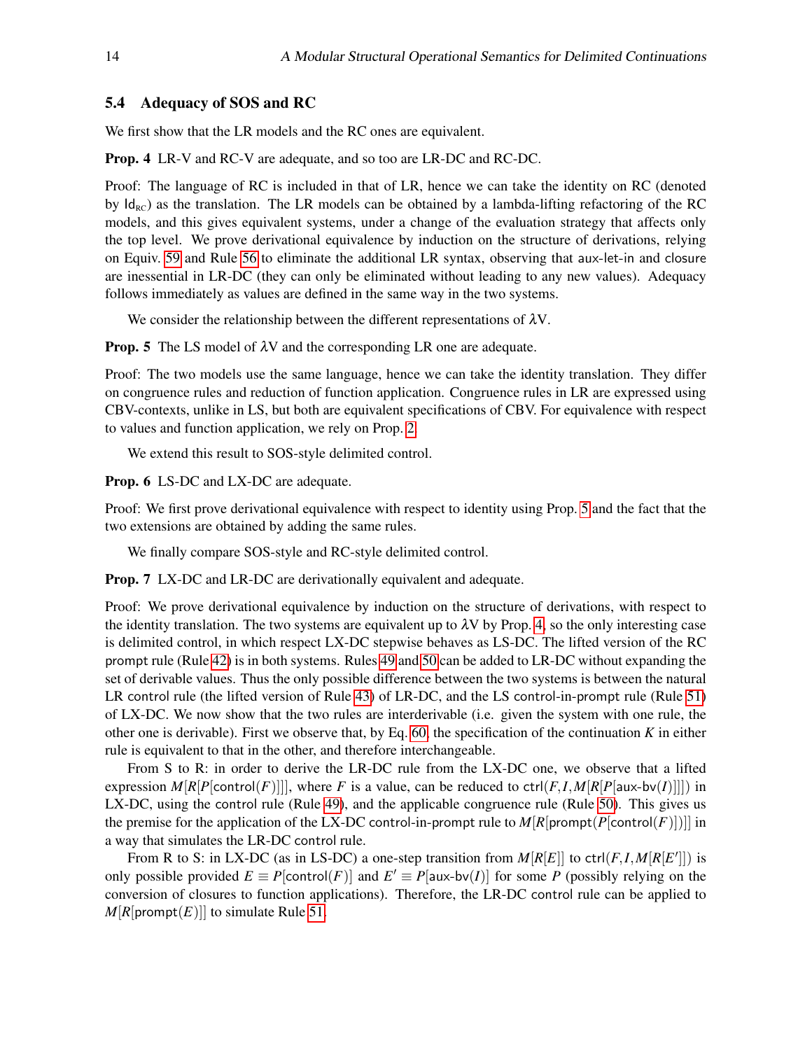### 5.4 Adequacy of SOS and RC

We first show that the LR models and the RC ones are equivalent.

**Prop. 4** LR-V and RC-V are adequate, and so too are LR-DC and RC-DC.

Proof: The language of RC is included in that of LR, hence we can take the identity on RC (denoted by $\mathsf{Id}_{\text{RC}}$) as the translation. The LR models can be obtained by a lambda-lifting refactoring of the RC models, and this gives equivalent systems, under a change of the evaluation strategy that affects only the top level. We prove derivational equivalence by induction on the structure of derivations, relying on Equiv. 59 and Rule 56 to eliminate the additional LR syntax, observing that aux-let-in and closure are inessential in LR-DC (they can only be eliminated without leading to any new values). Adequacy follows immediately as values are defined in the same way in the two systems.

We consider the relationship between the different representations of $\lambda$V.

**Prop. 5** The LS model of $\lambda$V and the corresponding LR one are adequate.

Proof: The two models use the same language, hence we can take the identity translation. They differ on congruence rules and reduction of function application. Congruence rules in LR are expressed using CBV-contexts, unlike in LS, but both are equivalent specifications of CBV. For equivalence with respect to values and function application, we rely on Prop. 2.

We extend this result to SOS-style delimited control.

**Prop. 6** LS-DC and LX-DC are adequate.

Proof: We first prove derivational equivalence with respect to identity using Prop. 5 and the fact that the two extensions are obtained by adding the same rules.

We finally compare SOS-style and RC-style delimited control.

**Prop. 7** LX-DC and LR-DC are derivationally equivalent and adequate.

Proof: We prove derivational equivalence by induction on the structure of derivations, with respect to the identity translation. The two systems are equivalent up to $\lambda$V by Prop. 4, so the only interesting case is delimited control, in which respect LX-DC stepwise behaves as LS-DC. The lifted version of the RC prompt rule (Rule 42) is in both systems. Rules 49 and 50 can be added to LR-DC without expanding the set of derivable values. Thus the only possible difference between the two systems is between the natural LR control rule (the lifted version of Rule 43) of LR-DC, and the LS control-in-prompt rule (Rule 51) of LX-DC. We now show that the two rules are interderivable (i.e. given the system with one rule, the other one is derivable). First we observe that, by Eq. 60, the specification of the continuation $K$ in either rule is equivalent to that in the other, and therefore interchangeable.

From S to R: in order to derive the LR-DC rule from the LX-DC one, we observe that a lifted expression $M[R[P[\mathsf{control}(F)]]]$, where $F$ is a value, can be reduced to $\mathsf{ctrl}(F, I, M[R[P[\mathsf{aux\text{-}bv}(I)]]])$ in LX-DC, using the control rule (Rule 49), and the applicable congruence rule (Rule 50). This gives us the premise for the application of the LX-DC control-in-prompt rule to $M[R[\mathsf{prompt}(P[\mathsf{control}(F)])]]$ in a way that simulates the LR-DC control rule.

From R to S: in LX-DC (as in LS-DC) a one-step transition from $M[R[E]]$ to $\mathsf{ctrl}(F, I, M[R[E']])$ is only possible provided $E \equiv P[\mathsf{control}(F)]$ and $E' \equiv P[\mathsf{aux\text{-}bv}(I)]$ for some $P$ (possibly relying on the conversion of closures to function applications). Therefore, the LR-DC control rule can be applied to $M[R[\mathsf{prompt}(E)]]$ to simulate Rule 51.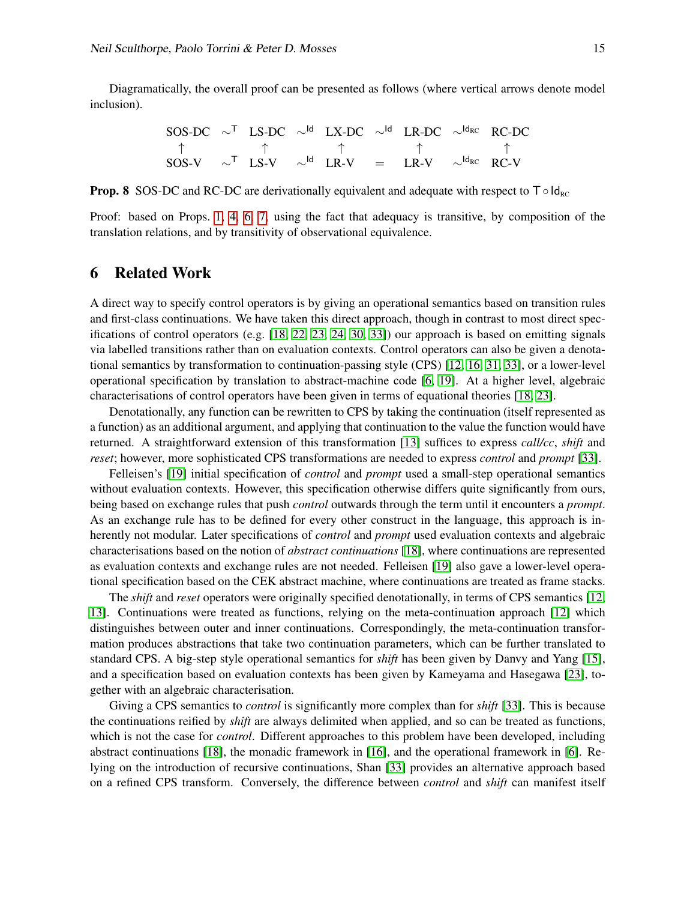Diagramatically, the overall proof can be presented as follows (where vertical arrows denote model inclusion).

$$
\begin{array}{ccccccccc}
\text{SOS-DC} & \sim^{\mathsf{T}} & \text{LS-DC} & \sim^{\mathsf{Id}} & \text{LX-DC} & \sim^{\mathsf{Id}} & \text{LR-DC} & \sim^{\mathsf{Id}_{\text{RC}}} & \text{RC-DC} \\
\uparrow & & \uparrow & & \uparrow & & \uparrow & & \uparrow \\
\text{SOS-V} & \sim^{\mathsf{T}} & \text{LS-V} & \sim^{\mathsf{Id}} & \text{LR-V} & = & \text{LR-V} & \sim^{\mathsf{Id}_{\text{RC}}} & \text{RC-V}
\end{array}
$$

**Prop. 8** SOS-DC and RC-DC are derivationally equivalent and adequate with respect to $\mathsf{T} \circ \mathsf{Id}_{\text{RC}}$

Proof: based on Props. 1, 4, 6, 7, using the fact that adequacy is transitive, by composition of the translation relations, and by transitivity of observational equivalence.

## 6 Related Work

A direct way to specify control operators is by giving an operational semantics based on transition rules and first-class continuations. We have taken this direct approach, though in contrast to most direct specifications of control operators (e.g. [18, 22, 23, 24, 30, 33]) our approach is based on emitting signals via labelled transitions rather than on evaluation contexts. Control operators can also be given a denotational semantics by transformation to continuation-passing style (CPS) [12, 16, 31, 33], or a lower-level operational specification by translation to abstract-machine code [6, 19]. At a higher level, algebraic characterisations of control operators have been given in terms of equational theories [18, 23].

Denotationally, any function can be rewritten to CPS by taking the continuation (itself represented as a function) as an additional argument, and applying that continuation to the value the function would have returned. A straightforward extension of this transformation [13] suffices to express *call/cc*, *shift* and *reset*; however, more sophisticated CPS transformations are needed to express *control* and *prompt* [33].

Felleisen's [19] initial specification of *control* and *prompt* used a small-step operational semantics without evaluation contexts. However, this specification otherwise differs quite significantly from ours, being based on exchange rules that push *control* outwards through the term until it encounters a *prompt*. As an exchange rule has to be defined for every other construct in the language, this approach is inherently not modular. Later specifications of *control* and *prompt* used evaluation contexts and algebraic characterisations based on the notion of *abstract continuations* [18], where continuations are represented as evaluation contexts and exchange rules are not needed. Felleisen [19] also gave a lower-level operational specification based on the CEK abstract machine, where continuations are treated as frame stacks.

The *shift* and *reset* operators were originally specified denotationally, in terms of CPS semantics [12, 13]. Continuations were treated as functions, relying on the meta-continuation approach [12] which distinguishes between outer and inner continuations. Correspondingly, the meta-continuation transformation produces abstractions that take two continuation parameters, which can be further translated to standard CPS. A big-step style operational semantics for *shift* has been given by Danvy and Yang [15], and a specification based on evaluation contexts has been given by Kameyama and Hasegawa [23], together with an algebraic characterisation.

Giving a CPS semantics to *control* is significantly more complex than for *shift* [33]. This is because the continuations reified by *shift* are always delimited when applied, and so can be treated as functions, which is not the case for *control*. Different approaches to this problem have been developed, including abstract continuations [18], the monadic framework in [16], and the operational framework in [6]. Relying on the introduction of recursive continuations, Shan [33] provides an alternative approach based on a refined CPS transform. Conversely, the difference between *control* and *shift* can manifest itself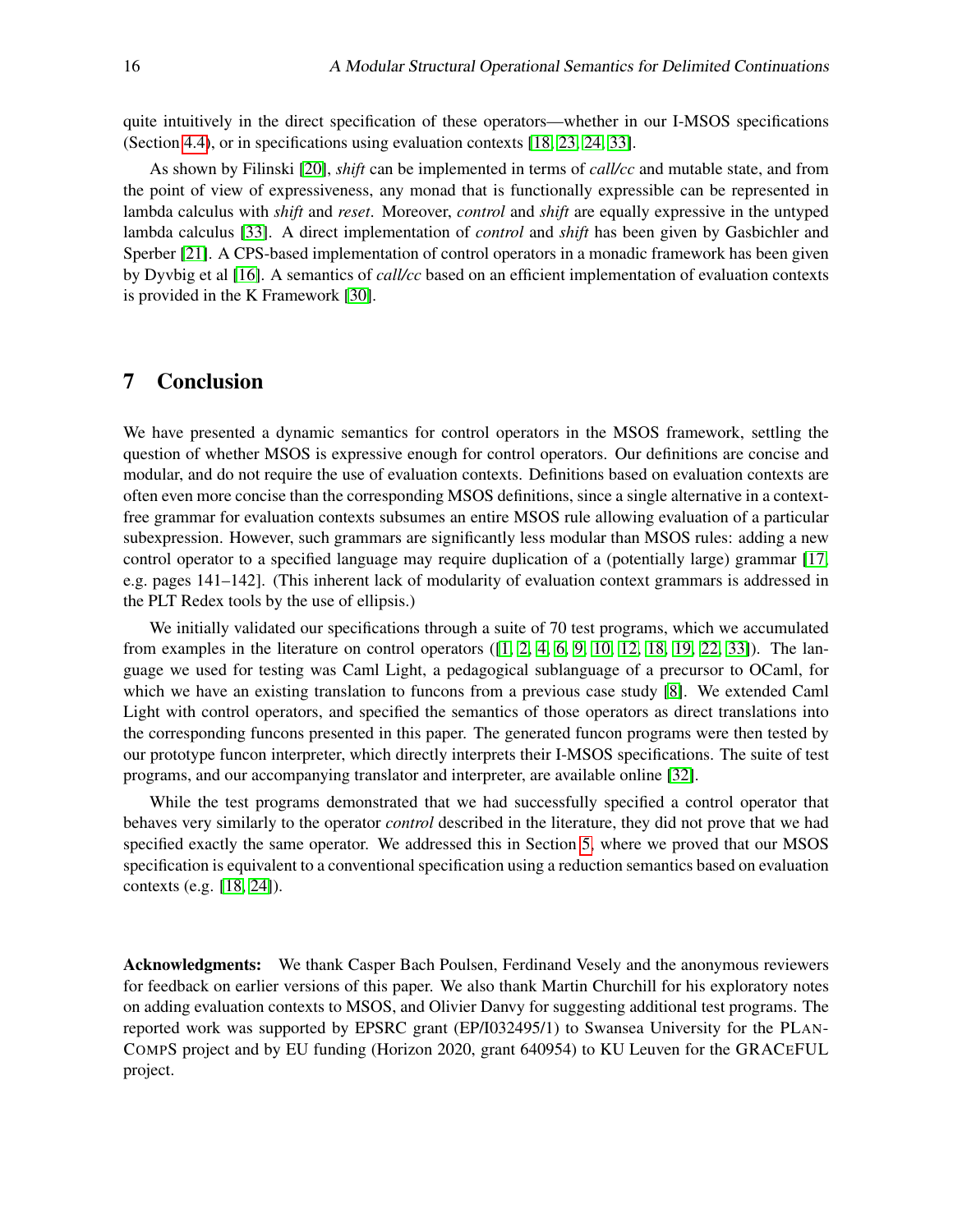quite intuitively in the direct specification of these operators—whether in our I-MSOS specifications (Section 4.4), or in specifications using evaluation contexts [18, 23, 24, 33].

As shown by Filinski [20], *shift* can be implemented in terms of *call/cc* and mutable state, and from the point of view of expressiveness, any monad that is functionally expressible can be represented in lambda calculus with *shift* and *reset*. Moreover, *control* and *shift* are equally expressive in the untyped lambda calculus [33]. A direct implementation of *control* and *shift* has been given by Gasbichler and Sperber [21]. A CPS-based implementation of control operators in a monadic framework has been given by Dyvbig et al [16]. A semantics of *call/cc* based on an efficient implementation of evaluation contexts is provided in the K Framework [30].

## 7 Conclusion

We have presented a dynamic semantics for control operators in the MSOS framework, settling the question of whether MSOS is expressive enough for control operators. Our definitions are concise and modular, and do not require the use of evaluation contexts. Definitions based on evaluation contexts are often even more concise than the corresponding MSOS definitions, since a single alternative in a context-free grammar for evaluation contexts subsumes an entire MSOS rule allowing evaluation of a particular subexpression. However, such grammars are significantly less modular than MSOS rules: adding a new control operator to a specified language may require duplication of a (potentially large) grammar [17, e.g. pages 141–142]. (This inherent lack of modularity of evaluation context grammars is addressed in the PLT Redex tools by the use of ellipsis.)

We initially validated our specifications through a suite of 70 test programs, which we accumulated from examples in the literature on control operators ([1, 2, 4, 6, 9, 10, 12, 18, 19, 22, 33]). The language we used for testing was Caml Light, a pedagogical sublanguage of a precursor to OCaml, for which we have an existing translation to funcons from a previous case study [8]. We extended Caml Light with control operators, and specified the semantics of those operators as direct translations into the corresponding funcons presented in this paper. The generated funcon programs were then tested by our prototype funcon interpreter, which directly interprets their I-MSOS specifications. The suite of test programs, and our accompanying translator and interpreter, are available online [32].

While the test programs demonstrated that we had successfully specified a control operator that behaves very similarly to the operator *control* described in the literature, they did not prove that we had specified exactly the same operator. We addressed this in Section 5, where we proved that our MSOS specification is equivalent to a conventional specification using a reduction semantics based on evaluation contexts (e.g. [18, 24]).

**Acknowledgments:** We thank Casper Bach Poulsen, Ferdinand Vesely and the anonymous reviewers for feedback on earlier versions of this paper. We also thank Martin Churchill for his exploratory notes on adding evaluation contexts to MSOS, and Olivier Danvy for suggesting additional test programs. The reported work was supported by EPSRC grant (EP/I032495/1) to Swansea University for the PLANCOMPS project and by EU funding (Horizon 2020, grant 640954) to KU Leuven for the GRACEFUL project.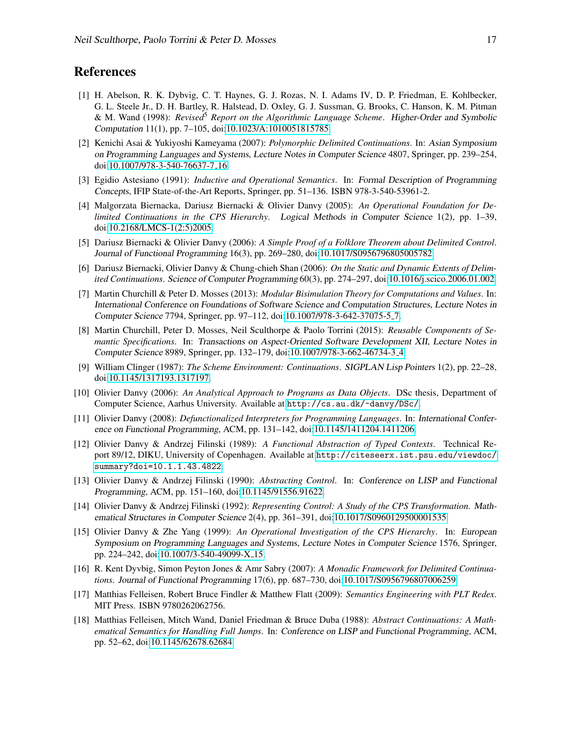## References

[1] H. Abelson, R. K. Dybvig, C. T. Haynes, G. J. Rozas, N. I. Adams IV, D. P. Friedman, E. Kohlbecker, G. L. Steele Jr., D. H. Bartley, R. Halstead, D. Oxley, G. J. Sussman, G. Brooks, C. Hanson, K. M. Pitman & M. Wand (1998): *Revised$^5$ Report on the Algorithmic Language Scheme*. Higher-Order and Symbolic Computation 11(1), pp. 7–105, doi:10.1023/A:1010051815785.

[2] Kenichi Asai & Yukiyoshi Kameyama (2007): *Polymorphic Delimited Continuations*. In: Asian Symposium on Programming Languages and Systems, Lecture Notes in Computer Science 4807, Springer, pp. 239–254, doi:10.1007/978-3-540-76637-7_16.

[3] Egidio Astesiano (1991): *Inductive and Operational Semantics*. In: Formal Description of Programming Concepts, IFIP State-of-the-Art Reports, Springer, pp. 51–136. ISBN 978-3-540-53961-2.

[4] Malgorzata Biernacka, Dariusz Biernacki & Olivier Danvy (2005): *An Operational Foundation for Delimited Continuations in the CPS Hierarchy*. Logical Methods in Computer Science 1(2), pp. 1–39, doi:10.2168/LMCS-1(2:5)2005.

[5] Dariusz Biernacki & Olivier Danvy (2006): *A Simple Proof of a Folklore Theorem about Delimited Control*. Journal of Functional Programming 16(3), pp. 269–280, doi:10.1017/S0956796805005782.

[6] Dariusz Biernacki, Olivier Danvy & Chung-chieh Shan (2006): *On the Static and Dynamic Extents of Delimited Continuations*. Science of Computer Programming 60(3), pp. 274–297, doi:10.1016/j.scico.2006.01.002.

[7] Martin Churchill & Peter D. Mosses (2013): *Modular Bisimulation Theory for Computations and Values*. In: International Conference on Foundations of Software Science and Computation Structures, Lecture Notes in Computer Science 7794, Springer, pp. 97–112, doi:10.1007/978-3-642-37075-5_7.

[8] Martin Churchill, Peter D. Mosses, Neil Sculthorpe & Paolo Torrini (2015): *Reusable Components of Semantic Specifications*. In: Transactions on Aspect-Oriented Software Development XII, Lecture Notes in Computer Science 8989, Springer, pp. 132–179, doi:10.1007/978-3-662-46734-3_4.

[9] William Clinger (1987): *The Scheme Environment: Continuations*. SIGPLAN Lisp Pointers 1(2), pp. 22–28, doi:10.1145/1317193.1317197.

[10] Olivier Danvy (2006): *An Analytical Approach to Programs as Data Objects*. DSc thesis, Department of Computer Science, Aarhus University. Available at `http://cs.au.dk/~danvy/DSc/`.

[11] Olivier Danvy (2008): *Defunctionalized Interpreters for Programming Languages*. In: International Conference on Functional Programming, ACM, pp. 131–142, doi:10.1145/1411204.1411206.

[12] Olivier Danvy & Andrzej Filinski (1989): *A Functional Abstraction of Typed Contexts*. Technical Report 89/12, DIKU, University of Copenhagen. Available at `http://citeseerx.ist.psu.edu/viewdoc/summary?doi=10.1.1.43.4822`.

[13] Olivier Danvy & Andrzej Filinski (1990): *Abstracting Control*. In: Conference on LISP and Functional Programming, ACM, pp. 151–160, doi:10.1145/91556.91622.

[14] Olivier Danvy & Andrzej Filinski (1992): *Representing Control: A Study of the CPS Transformation*. Mathematical Structures in Computer Science 2(4), pp. 361–391, doi:10.1017/S0960129500001535.

[15] Olivier Danvy & Zhe Yang (1999): *An Operational Investigation of the CPS Hierarchy*. In: European Symposium on Programming Languages and Systems, Lecture Notes in Computer Science 1576, Springer, pp. 224–242, doi:10.1007/3-540-49099-X_15.

[16] R. Kent Dyvbig, Simon Peyton Jones & Amr Sabry (2007): *A Monadic Framework for Delimited Continuations*. Journal of Functional Programming 17(6), pp. 687–730, doi:10.1017/S0956796807006259.

[17] Matthias Felleisen, Robert Bruce Findler & Matthew Flatt (2009): *Semantics Engineering with PLT Redex*. MIT Press. ISBN 9780262062756.

[18] Matthias Felleisen, Mitch Wand, Daniel Friedman & Bruce Duba (1988): *Abstract Continuations: A Mathematical Semantics for Handling Full Jumps*. In: Conference on LISP and Functional Programming, ACM, pp. 52–62, doi:10.1145/62678.62684.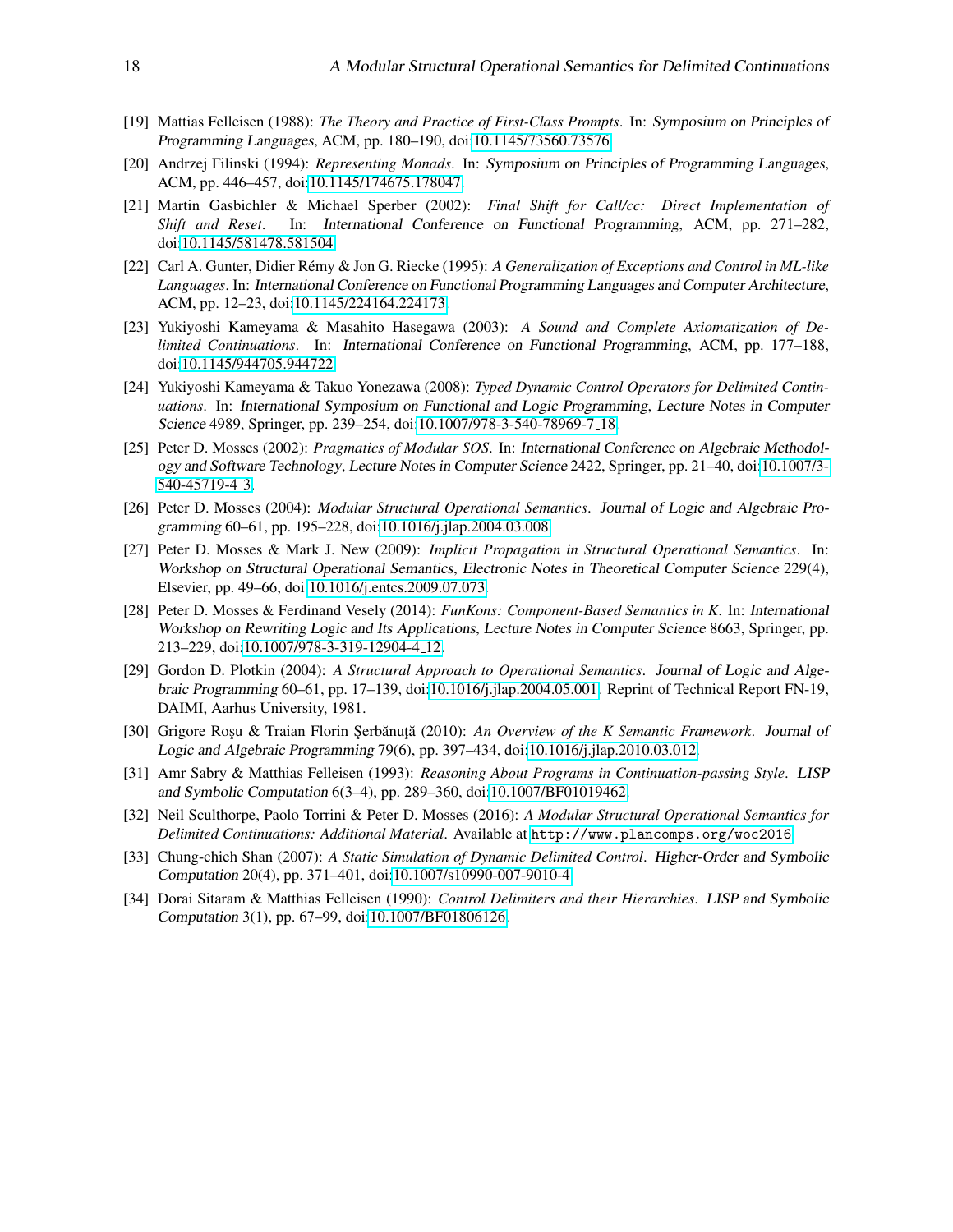[19] Mattias Felleisen (1988): *The Theory and Practice of First-Class Prompts*. In: Symposium on Principles of Programming Languages, ACM, pp. 180–190, doi:10.1145/73560.73576.

[20] Andrzej Filinski (1994): *Representing Monads*. In: Symposium on Principles of Programming Languages, ACM, pp. 446–457, doi:10.1145/174675.178047.

[21] Martin Gasbichler & Michael Sperber (2002): *Final Shift for Call/cc: Direct Implementation of Shift and Reset*. In: International Conference on Functional Programming, ACM, pp. 271–282, doi:10.1145/581478.581504.

[22] Carl A. Gunter, Didier Rémy & Jon G. Riecke (1995): *A Generalization of Exceptions and Control in ML-like Languages*. In: International Conference on Functional Programming Languages and Computer Architecture, ACM, pp. 12–23, doi:10.1145/224164.224173.

[23] Yukiyoshi Kameyama & Masahito Hasegawa (2003): *A Sound and Complete Axiomatization of Delimited Continuations*. In: International Conference on Functional Programming, ACM, pp. 177–188, doi:10.1145/944705.944722.

[24] Yukiyoshi Kameyama & Takuo Yonezawa (2008): *Typed Dynamic Control Operators for Delimited Continuations*. In: International Symposium on Functional and Logic Programming, Lecture Notes in Computer Science 4989, Springer, pp. 239–254, doi:10.1007/978-3-540-78969-7_18.

[25] Peter D. Mosses (2002): *Pragmatics of Modular SOS*. In: International Conference on Algebraic Methodology and Software Technology, Lecture Notes in Computer Science 2422, Springer, pp. 21–40, doi:10.1007/3-540-45719-4_3.

[26] Peter D. Mosses (2004): *Modular Structural Operational Semantics*. Journal of Logic and Algebraic Programming 60–61, pp. 195–228, doi:10.1016/j.jlap.2004.03.008.

[27] Peter D. Mosses & Mark J. New (2009): *Implicit Propagation in Structural Operational Semantics*. In: Workshop on Structural Operational Semantics, Electronic Notes in Theoretical Computer Science 229(4), Elsevier, pp. 49–66, doi:10.1016/j.entcs.2009.07.073.

[28] Peter D. Mosses & Ferdinand Vesely (2014): *FunKons: Component-Based Semantics in K*. In: International Workshop on Rewriting Logic and Its Applications, Lecture Notes in Computer Science 8663, Springer, pp. 213–229, doi:10.1007/978-3-319-12904-4_12.

[29] Gordon D. Plotkin (2004): *A Structural Approach to Operational Semantics*. Journal of Logic and Algebraic Programming 60–61, pp. 17–139, doi:10.1016/j.jlap.2004.05.001. Reprint of Technical Report FN-19, DAIMI, Aarhus University, 1981.

[30] Grigore Roşu & Traian Florin Şerbănuţă (2010): *An Overview of the K Semantic Framework*. Journal of Logic and Algebraic Programming 79(6), pp. 397–434, doi:10.1016/j.jlap.2010.03.012.

[31] Amr Sabry & Matthias Felleisen (1993): *Reasoning About Programs in Continuation-passing Style*. LISP and Symbolic Computation 6(3–4), pp. 289–360, doi:10.1007/BF01019462.

[32] Neil Sculthorpe, Paolo Torrini & Peter D. Mosses (2016): *A Modular Structural Operational Semantics for Delimited Continuations: Additional Material*. Available at `http://www.plancomps.org/woc2016`.

[33] Chung-chieh Shan (2007): *A Static Simulation of Dynamic Delimited Control*. Higher-Order and Symbolic Computation 20(4), pp. 371–401, doi:10.1007/s10990-007-9010-4.

[34] Dorai Sitaram & Matthias Felleisen (1990): *Control Delimiters and their Hierarchies*. LISP and Symbolic Computation 3(1), pp. 67–99, doi:10.1007/BF01806126.